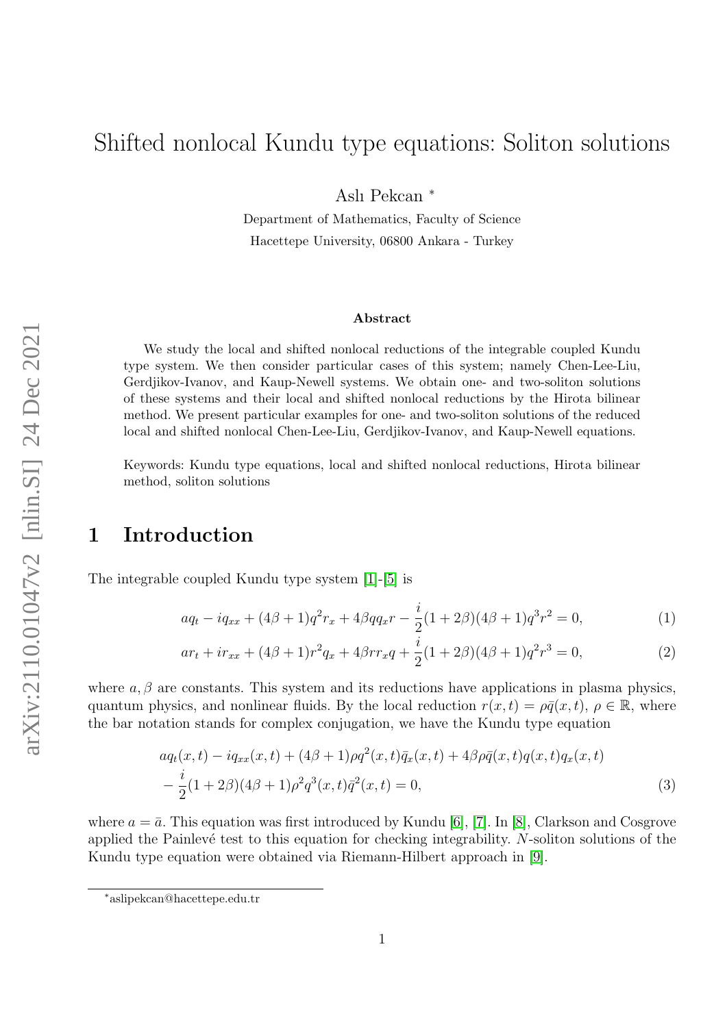# Shifted nonlocal Kundu type equations: Soliton solutions

Aslı Pekcan *

Department of Mathematics, Faculty of Science
Hacettepe University, 06800 Ankara - Turkey

### Abstract

We study the local and shifted nonlocal reductions of the integrable coupled Kundu type system. We then consider particular cases of this system; namely Chen-Lee-Liu, Gerdjikov-Ivanov, and Kaup-Newell systems. We obtain one- and two-soliton solutions of these systems and their local and shifted nonlocal reductions by the Hirota bilinear method. We present particular examples for one- and two-soliton solutions of the reduced local and shifted nonlocal Chen-Lee-Liu, Gerdjikov-Ivanov, and Kaup-Newell equations.

Keywords: Kundu type equations, local and shifted nonlocal reductions, Hirota bilinear method, soliton solutions

## 1 Introduction

The integrable coupled Kundu type system [1]-[5] is

$$aq_t - iq_{xx} + (4\beta+1)q^2r_x + 4\beta qq_xr - \frac{i}{2}(1+2\beta)(4\beta+1)q^3r^2 = 0, \tag{1}$$

$$ar_t + ir_{xx} + (4\beta+1)r^2q_x + 4\beta rr_xq + \frac{i}{2}(1+2\beta)(4\beta+1)q^2r^3 = 0, \tag{2}$$

where $a, \beta$ are constants. This system and its reductions have applications in plasma physics, quantum physics, and nonlinear fluids. By the local reduction $r(x,t) = \rho\bar{q}(x,t)$, $\rho \in \mathbb{R}$, where the bar notation stands for complex conjugation, we have the Kundu type equation

$$\begin{aligned}
&aq_t(x,t) - iq_{xx}(x,t) + (4\beta+1)\rho q^2(x,t)\bar{q}_x(x,t) + 4\beta\rho\bar{q}(x,t)q(x,t)q_x(x,t) \\
&-\frac{i}{2}(1+2\beta)(4\beta+1)\rho^2q^3(x,t)\bar{q}^2(x,t) = 0,
\end{aligned} \tag{3}$$

where $a = \bar{a}$. This equation was first introduced by Kundu [6], [7]. In [8], Clarkson and Cosgrove applied the Painlevé test to this equation for checking integrability. $N$-soliton solutions of the Kundu type equation were obtained via Riemann-Hilbert approach in [9].

*aslipekcan@hacettepe.edu.tr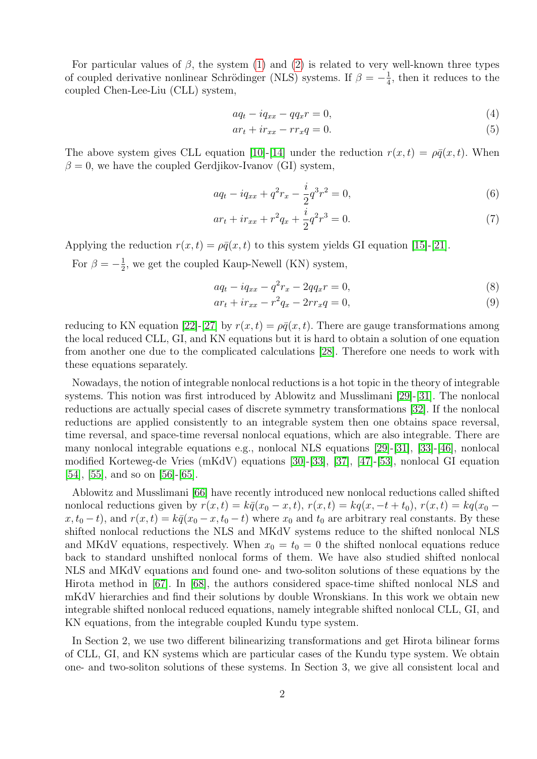For particular values of $\beta$, the system (1) and (2) is related to very well-known three types of coupled derivative nonlinear Schrödinger (NLS) systems. If $\beta = -\frac{1}{4}$, then it reduces to the coupled Chen-Lee-Liu (CLL) system,

$$aq_t - iq_{xx} - qq_x r = 0, \tag{4}$$

$$ar_t + ir_{xx} - rr_x q = 0. \tag{5}$$

The above system gives CLL equation [10]-[14] under the reduction $r(x,t) = \rho\bar{q}(x,t)$. When $\beta = 0$, we have the coupled Gerdjikov-Ivanov (GI) system,

$$aq_t - iq_{xx} + q^2 r_x - \frac{i}{2}q^3 r^2 = 0, \tag{6}$$

$$ar_t + ir_{xx} + r^2 q_x + \frac{i}{2}q^2 r^3 = 0. \tag{7}$$

Applying the reduction $r(x,t) = \rho\bar{q}(x,t)$ to this system yields GI equation [15]-[21].

For $\beta = -\frac{1}{2}$, we get the coupled Kaup-Newell (KN) system,

$$aq_t - iq_{xx} - q^2 r_x - 2qq_x r = 0, \tag{8}$$

$$ar_t + ir_{xx} - r^2 q_x - 2rr_x q = 0, \tag{9}$$

reducing to KN equation [22]-[27] by $r(x,t) = \rho\bar{q}(x,t)$. There are gauge transformations among the local reduced CLL, GI, and KN equations but it is hard to obtain a solution of one equation from another one due to the complicated calculations [28]. Therefore one needs to work with these equations separately.

Nowadays, the notion of integrable nonlocal reductions is a hot topic in the theory of integrable systems. This notion was first introduced by Ablowitz and Musslimani [29]-[31]. The nonlocal reductions are actually special cases of discrete symmetry transformations [32]. If the nonlocal reductions are applied consistently to an integrable system then one obtains space reversal, time reversal, and space-time reversal nonlocal equations, which are also integrable. There are many nonlocal integrable equations e.g., nonlocal NLS equations [29]-[31], [33]-[46], nonlocal modified Korteweg-de Vries (mKdV) equations [30]-[33], [37], [47]-[53], nonlocal GI equation [54], [55], and so on [56]-[65].

Ablowitz and Musslimani [66] have recently introduced new nonlocal reductions called shifted nonlocal reductions given by $r(x,t) = k\bar{q}(x_0 - x, t)$, $r(x,t) = kq(x, -t + t_0)$, $r(x,t) = kq(x_0 - x, t_0 - t)$, and $r(x,t) = k\bar{q}(x_0 - x, t_0 - t)$ where $x_0$ and $t_0$ are arbitrary real constants. By these shifted nonlocal reductions the NLS and MKdV systems reduce to the shifted nonlocal NLS and MKdV equations, respectively. When $x_0 = t_0 = 0$ the shifted nonlocal equations reduce back to standard unshifted nonlocal forms of them. We have also studied shifted nonlocal NLS and MKdV equations and found one- and two-soliton solutions of these equations by the Hirota method in [67]. In [68], the authors considered space-time shifted nonlocal NLS and mKdV hierarchies and find their solutions by double Wronskians. In this work we obtain new integrable shifted nonlocal reduced equations, namely integrable shifted nonlocal CLL, GI, and KN equations, from the integrable coupled Kundu type system.

In Section 2, we use two different bilinearizing transformations and get Hirota bilinear forms of CLL, GI, and KN systems which are particular cases of the Kundu type system. We obtain one- and two-soliton solutions of these systems. In Section 3, we give all consistent local and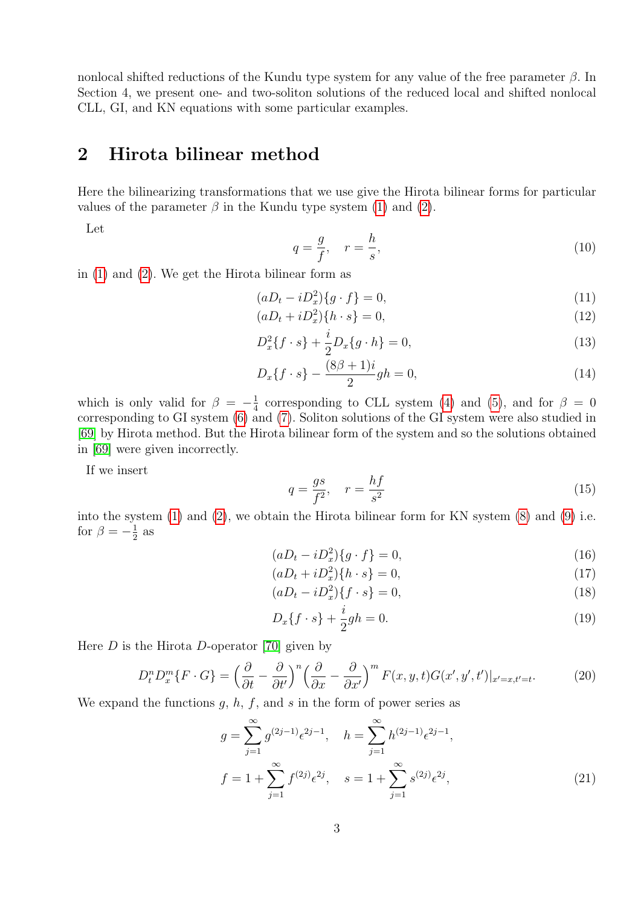nonlocal shifted reductions of the Kundu type system for any value of the free parameter $\beta$. In Section 4, we present one- and two-soliton solutions of the reduced local and shifted nonlocal CLL, GI, and KN equations with some particular examples.

## 2 Hirota bilinear method

Here the bilinearizing transformations that we use give the Hirota bilinear forms for particular values of the parameter $\beta$ in the Kundu type system (1) and (2).

Let

$$q = \frac{g}{f}, \quad r = \frac{h}{s}, \tag{10}$$

in (1) and (2). We get the Hirota bilinear form as

$$(aD_t - iD_x^2)\{g \cdot f\} = 0, \tag{11}$$

$$(aD_t + iD_x^2)\{h \cdot s\} = 0, \tag{12}$$

$$D_x^2\{f \cdot s\} + \frac{i}{2}D_x\{g \cdot h\} = 0, \tag{13}$$

$$D_x\{f \cdot s\} - \frac{(8\beta + 1)i}{2}gh = 0, \tag{14}$$

which is only valid for $\beta = -\frac{1}{4}$ corresponding to CLL system (4) and (5), and for $\beta = 0$ corresponding to GI system (6) and (7). Soliton solutions of the GI system were also studied in [69] by Hirota method. But the Hirota bilinear form of the system and so the solutions obtained in [69] were given incorrectly.

If we insert

$$q = \frac{gs}{f^2}, \quad r = \frac{hf}{s^2} \tag{15}$$

into the system (1) and (2), we obtain the Hirota bilinear form for KN system (8) and (9) i.e. for $\beta = -\frac{1}{2}$ as

$$(aD_t - iD_x^2)\{g \cdot f\} = 0, \tag{16}$$

$$(aD_t + iD_x^2)\{h \cdot s\} = 0, \tag{17}$$

$$(aD_t - iD_x^2)\{f \cdot s\} = 0, \tag{18}$$

$$D_x\{f \cdot s\} + \frac{i}{2}gh = 0. \tag{19}$$

Here $D$ is the Hirota $D$-operator [70] given by

$$D_t^n D_x^m\{F \cdot G\} = \Big(\frac{\partial}{\partial t} - \frac{\partial}{\partial t'}\Big)^n \Big(\frac{\partial}{\partial x} - \frac{\partial}{\partial x'}\Big)^m F(x, y, t)G(x', y', t')|_{x'=x, t'=t}. \tag{20}$$

We expand the functions $g$, $h$, $f$, and $s$ in the form of power series as

$$g = \sum_{j=1}^{\infty} g^{(2j-1)}\epsilon^{2j-1}, \quad h = \sum_{j=1}^{\infty} h^{(2j-1)}\epsilon^{2j-1},$$

$$f = 1 + \sum_{j=1}^{\infty} f^{(2j)}\epsilon^{2j}, \quad s = 1 + \sum_{j=1}^{\infty} s^{(2j)}\epsilon^{2j}, \tag{21}$$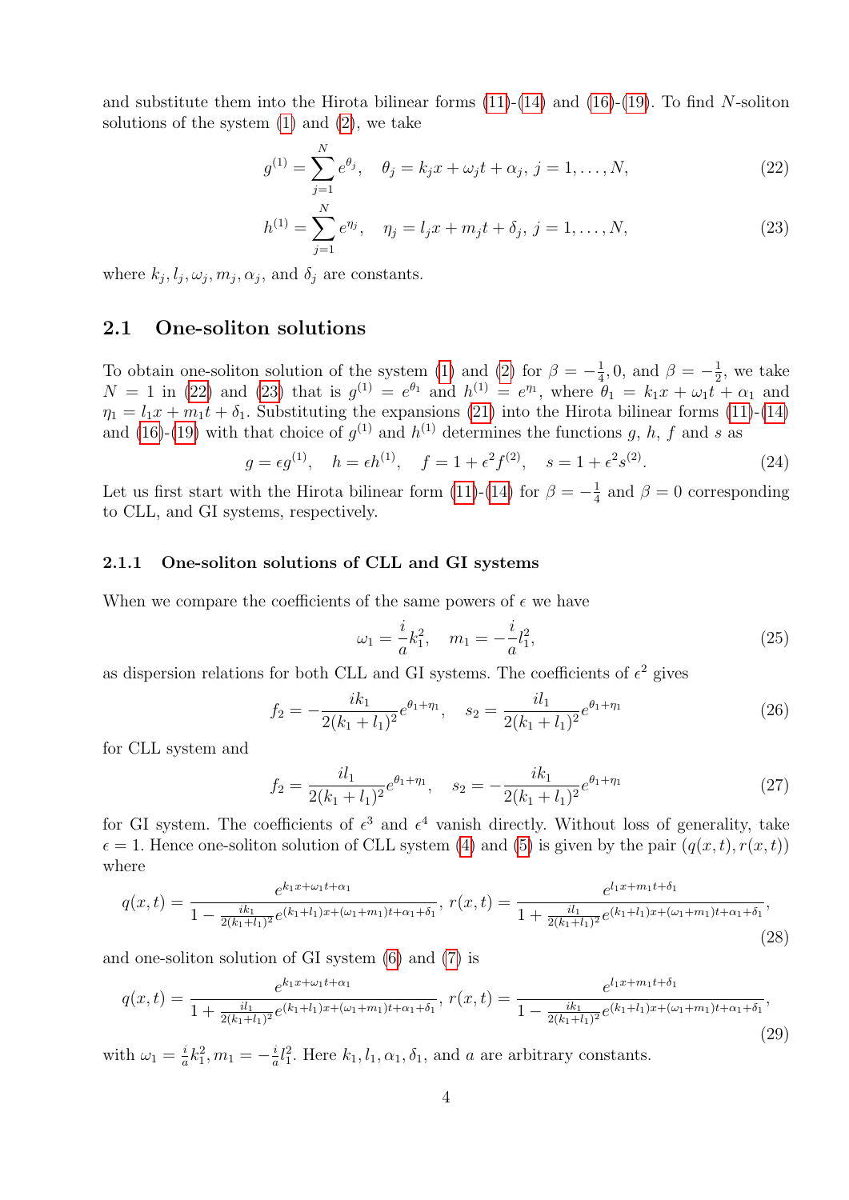and substitute them into the Hirota bilinear forms (11)-(14) and (16)-(19). To find $N$-soliton solutions of the system (1) and (2), we take

$$g^{(1)} = \sum_{j=1}^{N} e^{\theta_j}, \quad \theta_j = k_j x + \omega_j t + \alpha_j,\ j = 1, \ldots, N, \tag{22}$$

$$h^{(1)} = \sum_{j=1}^{N} e^{\eta_j}, \quad \eta_j = l_j x + m_j t + \delta_j,\ j = 1, \ldots, N, \tag{23}$$

where $k_j, l_j, \omega_j, m_j, \alpha_j$, and $\delta_j$ are constants.

## 2.1 One-soliton solutions

To obtain one-soliton solution of the system (1) and (2) for $\beta = -\frac{1}{4}, 0$, and $\beta = -\frac{1}{2}$, we take $N = 1$ in (22) and (23) that is $g^{(1)} = e^{\theta_1}$ and $h^{(1)} = e^{\eta_1}$, where $\theta_1 = k_1 x + \omega_1 t + \alpha_1$ and $\eta_1 = l_1 x + m_1 t + \delta_1$. Substituting the expansions (21) into the Hirota bilinear forms (11)-(14) and (16)-(19) with that choice of $g^{(1)}$ and $h^{(1)}$ determines the functions $g$, $h$, $f$ and $s$ as

$$g = \epsilon g^{(1)}, \quad h = \epsilon h^{(1)}, \quad f = 1 + \epsilon^2 f^{(2)}, \quad s = 1 + \epsilon^2 s^{(2)}. \tag{24}$$

Let us first start with the Hirota bilinear form (11)-(14) for $\beta = -\frac{1}{4}$ and $\beta = 0$ corresponding to CLL, and GI systems, respectively.

### 2.1.1 One-soliton solutions of CLL and GI systems

When we compare the coefficients of the same powers of $\epsilon$ we have

$$\omega_1 = \frac{i}{a} k_1^2, \quad m_1 = -\frac{i}{a} l_1^2, \tag{25}$$

as dispersion relations for both CLL and GI systems. The coefficients of $\epsilon^2$ gives

$$f_2 = -\frac{ik_1}{2(k_1 + l_1)^2} e^{\theta_1 + \eta_1}, \quad s_2 = \frac{il_1}{2(k_1 + l_1)^2} e^{\theta_1 + \eta_1} \tag{26}$$

for CLL system and

$$f_2 = \frac{il_1}{2(k_1 + l_1)^2} e^{\theta_1 + \eta_1}, \quad s_2 = -\frac{ik_1}{2(k_1 + l_1)^2} e^{\theta_1 + \eta_1} \tag{27}$$

for GI system. The coefficients of $\epsilon^3$ and $\epsilon^4$ vanish directly. Without loss of generality, take $\epsilon = 1$. Hence one-soliton solution of CLL system (4) and (5) is given by the pair $(q(x,t), r(x,t))$ where

$$q(x,t) = \frac{e^{k_1 x + \omega_1 t + \alpha_1}}{1 - \frac{ik_1}{2(k_1+l_1)^2} e^{(k_1+l_1)x + (\omega_1+m_1)t + \alpha_1 + \delta_1}},\ r(x,t) = \frac{e^{l_1 x + m_1 t + \delta_1}}{1 + \frac{il_1}{2(k_1+l_1)^2} e^{(k_1+l_1)x + (\omega_1+m_1)t + \alpha_1 + \delta_1}}, \tag{28}$$

and one-soliton solution of GI system (6) and (7) is

$$q(x,t) = \frac{e^{k_1 x + \omega_1 t + \alpha_1}}{1 + \frac{il_1}{2(k_1+l_1)^2} e^{(k_1+l_1)x + (\omega_1+m_1)t + \alpha_1 + \delta_1}},\ r(x,t) = \frac{e^{l_1 x + m_1 t + \delta_1}}{1 - \frac{ik_1}{2(k_1+l_1)^2} e^{(k_1+l_1)x + (\omega_1+m_1)t + \alpha_1 + \delta_1}}, \tag{29}$$

with $\omega_1 = \frac{i}{a} k_1^2, m_1 = -\frac{i}{a} l_1^2$. Here $k_1, l_1, \alpha_1, \delta_1$, and $a$ are arbitrary constants.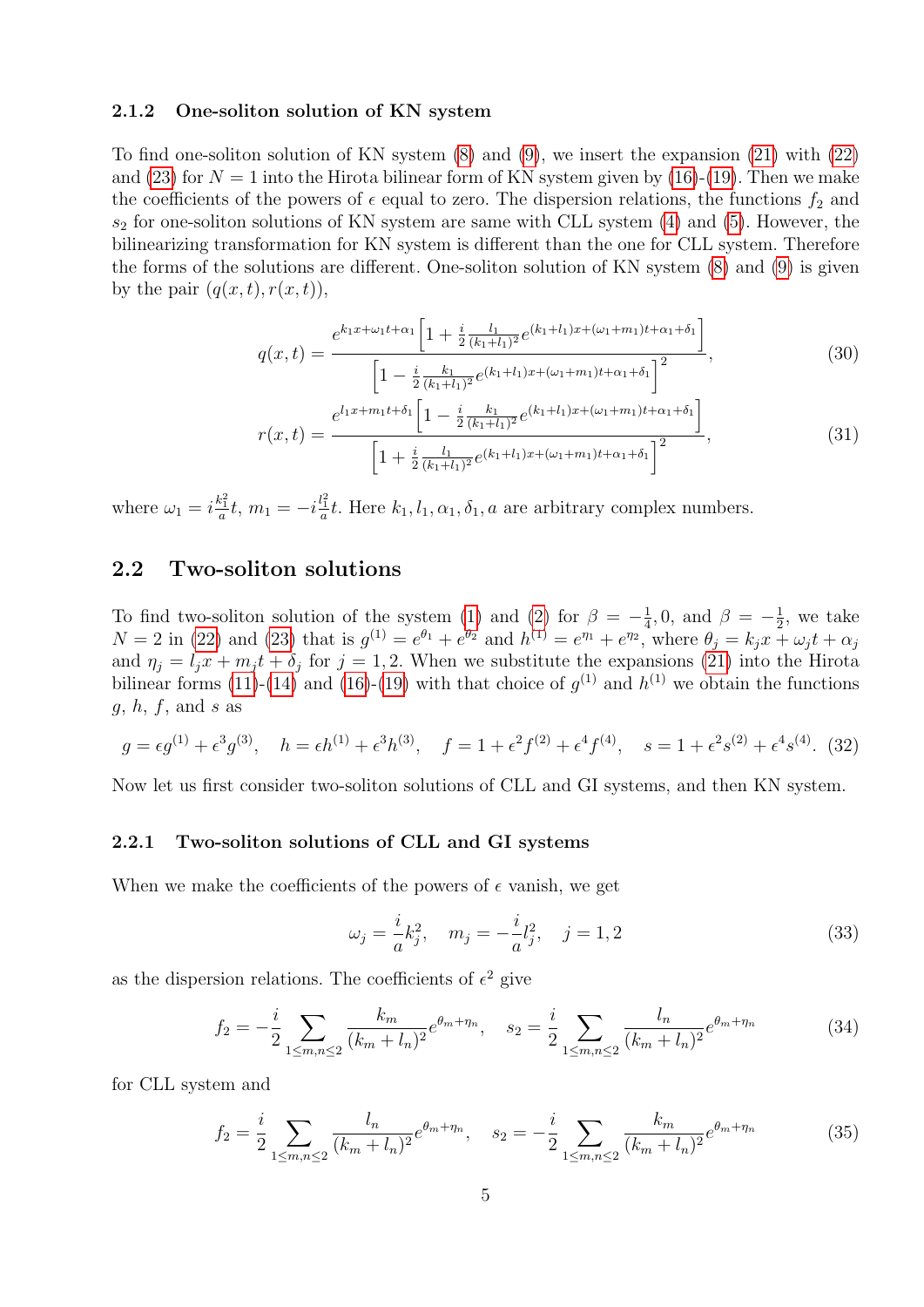#### 2.1.2 One-soliton solution of KN system

To find one-soliton solution of KN system (8) and (9), we insert the expansion (21) with (22) and (23) for $N = 1$ into the Hirota bilinear form of KN system given by (16)-(19). Then we make the coefficients of the powers of $\epsilon$ equal to zero. The dispersion relations, the functions $f_2$ and $s_2$ for one-soliton solutions of KN system are same with CLL system (4) and (5). However, the bilinearizing transformation for KN system is different than the one for CLL system. Therefore the forms of the solutions are different. One-soliton solution of KN system (8) and (9) is given by the pair $(q(x,t), r(x,t))$,

$$q(x,t) = \frac{e^{k_1x+\omega_1 t+\alpha_1}\left[1 + \frac{i}{2}\frac{l_1}{(k_1+l_1)^2}e^{(k_1+l_1)x+(\omega_1+m_1)t+\alpha_1+\delta_1}\right]}{\left[1 - \frac{i}{2}\frac{k_1}{(k_1+l_1)^2}e^{(k_1+l_1)x+(\omega_1+m_1)t+\alpha_1+\delta_1}\right]^2}, \tag{30}$$

$$r(x,t) = \frac{e^{l_1x+m_1 t+\delta_1}\left[1 - \frac{i}{2}\frac{k_1}{(k_1+l_1)^2}e^{(k_1+l_1)x+(\omega_1+m_1)t+\alpha_1+\delta_1}\right]}{\left[1 + \frac{i}{2}\frac{l_1}{(k_1+l_1)^2}e^{(k_1+l_1)x+(\omega_1+m_1)t+\alpha_1+\delta_1}\right]^2}, \tag{31}$$

where $\omega_1 = i\frac{k_1^2}{a}t$, $m_1 = -i\frac{l_1^2}{a}t$. Here $k_1, l_1, \alpha_1, \delta_1, a$ are arbitrary complex numbers.

## 2.2 Two-soliton solutions

To find two-soliton solution of the system (1) and (2) for $\beta = -\frac{1}{4}, 0$, and $\beta = -\frac{1}{2}$, we take $N = 2$ in (22) and (23) that is $g^{(1)} = e^{\theta_1} + e^{\theta_2}$ and $h^{(1)} = e^{\eta_1} + e^{\eta_2}$, where $\theta_j = k_jx + \omega_jt + \alpha_j$ and $\eta_j = l_jx + m_jt + \delta_j$ for $j = 1, 2$. When we substitute the expansions (21) into the Hirota bilinear forms (11)-(14) and (16)-(19) with that choice of $g^{(1)}$ and $h^{(1)}$ we obtain the functions $g$, $h$, $f$, and $s$ as

$$g = \epsilon g^{(1)} + \epsilon^3 g^{(3)}, \quad h = \epsilon h^{(1)} + \epsilon^3 h^{(3)}, \quad f = 1 + \epsilon^2 f^{(2)} + \epsilon^4 f^{(4)}, \quad s = 1 + \epsilon^2 s^{(2)} + \epsilon^4 s^{(4)}. \tag{32}$$

Now let us first consider two-soliton solutions of CLL and GI systems, and then KN system.

#### 2.2.1 Two-soliton solutions of CLL and GI systems

When we make the coefficients of the powers of $\epsilon$ vanish, we get

$$\omega_j = \frac{i}{a}k_j^2, \quad m_j = -\frac{i}{a}l_j^2, \quad j = 1, 2 \tag{33}$$

as the dispersion relations. The coefficients of $\epsilon^2$ give

$$f_2 = -\frac{i}{2}\sum_{1\le m,n\le 2}\frac{k_m}{(k_m+l_n)^2}e^{\theta_m+\eta_n}, \quad s_2 = \frac{i}{2}\sum_{1\le m,n\le 2}\frac{l_n}{(k_m+l_n)^2}e^{\theta_m+\eta_n} \tag{34}$$

for CLL system and

$$f_2 = \frac{i}{2}\sum_{1\le m,n\le 2}\frac{l_n}{(k_m+l_n)^2}e^{\theta_m+\eta_n}, \quad s_2 = -\frac{i}{2}\sum_{1\le m,n\le 2}\frac{k_m}{(k_m+l_n)^2}e^{\theta_m+\eta_n} \tag{35}$$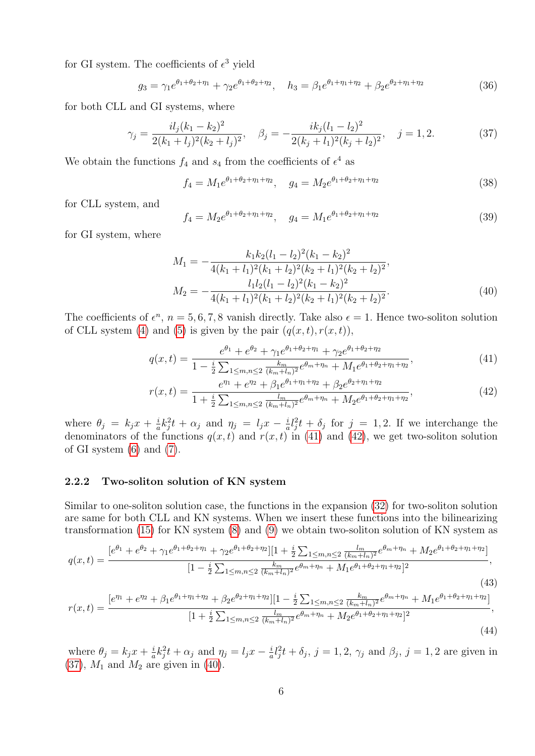for GI system. The coefficients of $\epsilon^3$ yield

$$
g_3 = \gamma_1 e^{\theta_1+\theta_2+\eta_1} + \gamma_2 e^{\theta_1+\theta_2+\eta_2}, \quad h_3 = \beta_1 e^{\theta_1+\eta_1+\eta_2} + \beta_2 e^{\theta_2+\eta_1+\eta_2} \tag{36}
$$

for both CLL and GI systems, where

$$
\gamma_j = \frac{i l_j (k_1 - k_2)^2}{2(k_1 + l_j)^2 (k_2 + l_j)^2}, \quad \beta_j = -\frac{i k_j (l_1 - l_2)^2}{2(k_j + l_1)^2 (k_j + l_2)^2}, \quad j = 1, 2. \tag{37}
$$

We obtain the functions $f_4$ and $s_4$ from the coefficients of $\epsilon^4$ as

$$
f_4 = M_1 e^{\theta_1+\theta_2+\eta_1+\eta_2}, \quad g_4 = M_2 e^{\theta_1+\theta_2+\eta_1+\eta_2} \tag{38}
$$

for CLL system, and

$$
f_4 = M_2 e^{\theta_1+\theta_2+\eta_1+\eta_2}, \quad g_4 = M_1 e^{\theta_1+\theta_2+\eta_1+\eta_2} \tag{39}
$$

for GI system, where

$$
\begin{aligned}
M_1 &= -\frac{k_1 k_2 (l_1 - l_2)^2 (k_1 - k_2)^2}{4(k_1 + l_1)^2 (k_1 + l_2)^2 (k_2 + l_1)^2 (k_2 + l_2)^2}, \\
M_2 &= -\frac{l_1 l_2 (l_1 - l_2)^2 (k_1 - k_2)^2}{4(k_1 + l_1)^2 (k_1 + l_2)^2 (k_2 + l_1)^2 (k_2 + l_2)^2}.
\end{aligned} \tag{40}
$$

The coefficients of $\epsilon^n$, $n = 5, 6, 7, 8$ vanish directly. Take also $\epsilon = 1$. Hence two-soliton solution of CLL system (4) and (5) is given by the pair $(q(x,t), r(x,t))$,

$$
q(x,t) = \frac{e^{\theta_1} + e^{\theta_2} + \gamma_1 e^{\theta_1+\theta_2+\eta_1} + \gamma_2 e^{\theta_1+\theta_2+\eta_2}}{1 - \frac{i}{2}\sum_{1\leq m,n\leq 2} \frac{k_m}{(k_m+l_n)^2} e^{\theta_m+\eta_n} + M_1 e^{\theta_1+\theta_2+\eta_1+\eta_2}}, \tag{41}
$$

$$
r(x,t) = \frac{e^{\eta_1} + e^{\eta_2} + \beta_1 e^{\theta_1+\eta_1+\eta_2} + \beta_2 e^{\theta_2+\eta_1+\eta_2}}{1 + \frac{i}{2}\sum_{1\leq m,n\leq 2} \frac{l_m}{(k_m+l_n)^2} e^{\theta_m+\eta_n} + M_2 e^{\theta_1+\theta_2+\eta_1+\eta_2}}, \tag{42}
$$

where $\theta_j = k_j x + \frac{i}{a} k_j^2 t + \alpha_j$ and $\eta_j = l_j x - \frac{i}{a} l_j^2 t + \delta_j$ for $j = 1, 2$. If we interchange the denominators of the functions $q(x,t)$ and $r(x,t)$ in (41) and (42), we get two-soliton solution of GI system (6) and (7).

### 2.2.2 Two-soliton solution of KN system

Similar to one-soliton solution case, the functions in the expansion (32) for two-soliton solution are same for both CLL and KN systems. When we insert these functions into the bilinearizing transformation (15) for KN system (8) and (9) we obtain two-soliton solution of KN system as

$$
q(x,t) = \frac{[e^{\theta_1} + e^{\theta_2} + \gamma_1 e^{\theta_1+\theta_2+\eta_1} + \gamma_2 e^{\theta_1+\theta_2+\eta_2}][1 + \frac{i}{2}\sum_{1\leq m,n\leq 2} \frac{l_m}{(k_m+l_n)^2} e^{\theta_m+\eta_n} + M_2 e^{\theta_1+\theta_2+\eta_1+\eta_2}]}{[1 - \frac{i}{2}\sum_{1\leq m,n\leq 2} \frac{k_m}{(k_m+l_n)^2} e^{\theta_m+\eta_n} + M_1 e^{\theta_1+\theta_2+\eta_1+\eta_2}]^2}, \tag{43}
$$

$$
r(x,t) = \frac{[e^{\eta_1} + e^{\eta_2} + \beta_1 e^{\theta_1+\eta_1+\eta_2} + \beta_2 e^{\theta_2+\eta_1+\eta_2}][1 - \frac{i}{2}\sum_{1\leq m,n\leq 2} \frac{k_m}{(k_m+l_n)^2} e^{\theta_m+\eta_n} + M_1 e^{\theta_1+\theta_2+\eta_1+\eta_2}]}{[1 + \frac{i}{2}\sum_{1\leq m,n\leq 2} \frac{l_m}{(k_m+l_n)^2} e^{\theta_m+\eta_n} + M_2 e^{\theta_1+\theta_2+\eta_1+\eta_2}]^2}, \tag{44}
$$

where $\theta_j = k_j x + \frac{i}{a} k_j^2 t + \alpha_j$ and $\eta_j = l_j x - \frac{i}{a} l_j^2 t + \delta_j$, $j = 1, 2$, $\gamma_j$ and $\beta_j$, $j = 1, 2$ are given in (37), $M_1$ and $M_2$ are given in (40).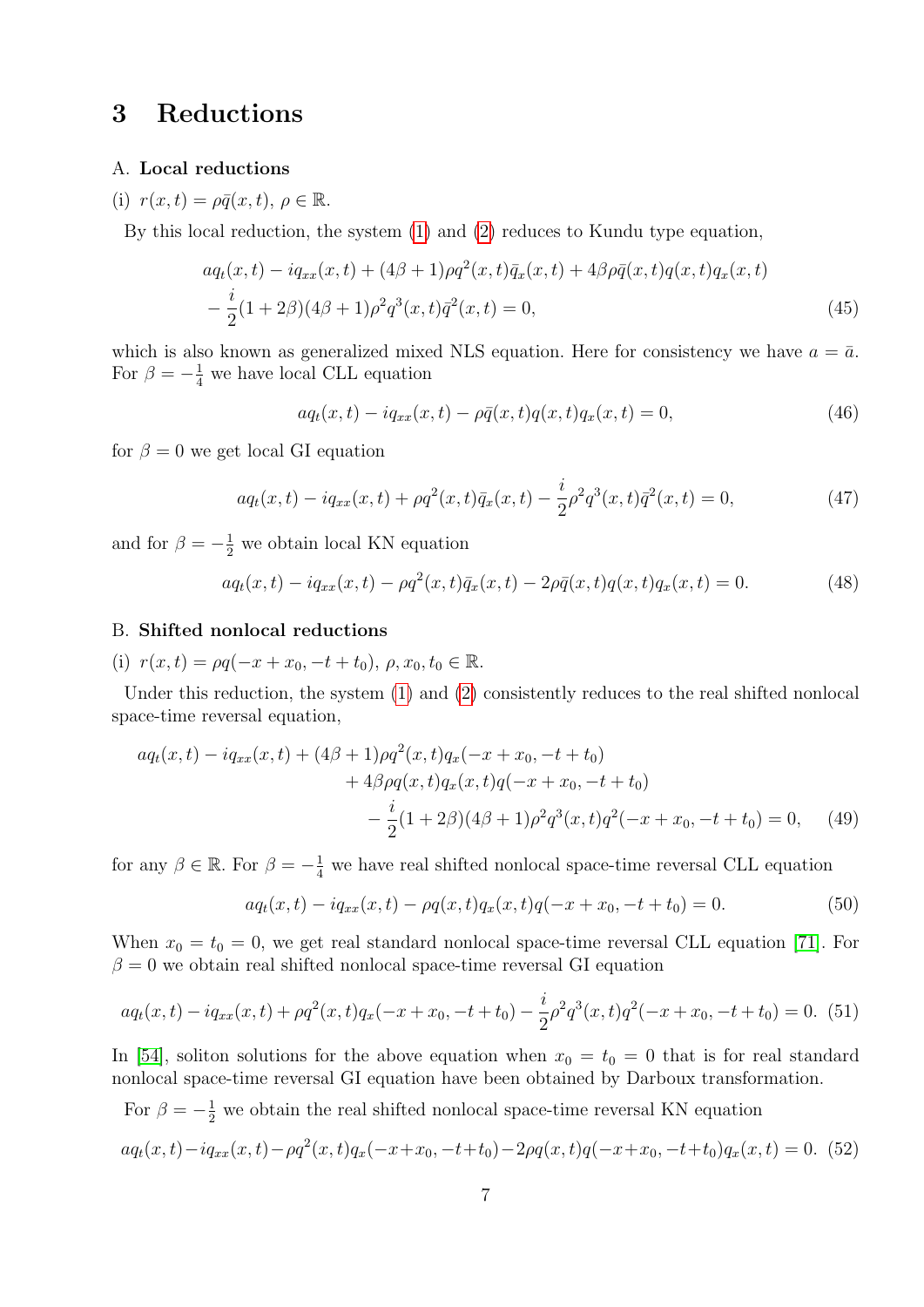# 3 Reductions

A. **Local reductions**

(i) $r(x,t) = \rho\bar{q}(x,t)$, $\rho \in \mathbb{R}$.

By this local reduction, the system (1) and (2) reduces to Kundu type equation,

$$
\begin{aligned}
&aq_t(x,t) - iq_{xx}(x,t) + (4\beta+1)\rho q^2(x,t)\bar{q}_x(x,t) + 4\beta\rho\bar{q}(x,t)q(x,t)q_x(x,t) \\
&-\frac{i}{2}(1+2\beta)(4\beta+1)\rho^2 q^3(x,t)\bar{q}^2(x,t) = 0,
\end{aligned}
\tag{45}
$$

which is also known as generalized mixed NLS equation. Here for consistency we have $a = \bar{a}$. For $\beta = -\frac{1}{4}$ we have local CLL equation

$$
aq_t(x,t) - iq_{xx}(x,t) - \rho\bar{q}(x,t)q(x,t)q_x(x,t) = 0,
\tag{46}
$$

for $\beta = 0$ we get local GI equation

$$
aq_t(x,t) - iq_{xx}(x,t) + \rho q^2(x,t)\bar{q}_x(x,t) - \frac{i}{2}\rho^2 q^3(x,t)\bar{q}^2(x,t) = 0,
\tag{47}
$$

and for $\beta = -\frac{1}{2}$ we obtain local KN equation

$$
aq_t(x,t) - iq_{xx}(x,t) - \rho q^2(x,t)\bar{q}_x(x,t) - 2\rho\bar{q}(x,t)q(x,t)q_x(x,t) = 0.
\tag{48}
$$

B. **Shifted nonlocal reductions**

(i) $r(x,t) = \rho q(-x+x_0, -t+t_0)$, $\rho, x_0, t_0 \in \mathbb{R}$.

Under this reduction, the system (1) and (2) consistently reduces to the real shifted nonlocal space-time reversal equation,

$$
\begin{aligned}
aq_t(x,t) - iq_{xx}(x,t) &+ (4\beta+1)\rho q^2(x,t)q_x(-x+x_0,-t+t_0) \\
&+ 4\beta\rho q(x,t)q_x(x,t)q(-x+x_0,-t+t_0) \\
&- \frac{i}{2}(1+2\beta)(4\beta+1)\rho^2 q^3(x,t)q^2(-x+x_0,-t+t_0) = 0,
\end{aligned}
\tag{49}
$$

for any $\beta \in \mathbb{R}$. For $\beta = -\frac{1}{4}$ we have real shifted nonlocal space-time reversal CLL equation

$$
aq_t(x,t) - iq_{xx}(x,t) - \rho q(x,t)q_x(x,t)q(-x+x_0,-t+t_0) = 0.
\tag{50}
$$

When $x_0 = t_0 = 0$, we get real standard nonlocal space-time reversal CLL equation [71]. For $\beta = 0$ we obtain real shifted nonlocal space-time reversal GI equation

$$
aq_t(x,t) - iq_{xx}(x,t) + \rho q^2(x,t)q_x(-x+x_0,-t+t_0) - \frac{i}{2}\rho^2 q^3(x,t)q^2(-x+x_0,-t+t_0) = 0.
\tag{51}
$$

In [54], soliton solutions for the above equation when $x_0 = t_0 = 0$ that is for real standard nonlocal space-time reversal GI equation have been obtained by Darboux transformation.

For $\beta = -\frac{1}{2}$ we obtain the real shifted nonlocal space-time reversal KN equation

$$
aq_t(x,t) - iq_{xx}(x,t) - \rho q^2(x,t)q_x(-x+x_0,-t+t_0) - 2\rho q(x,t)q(-x+x_0,-t+t_0)q_x(x,t) = 0.
\tag{52}
$$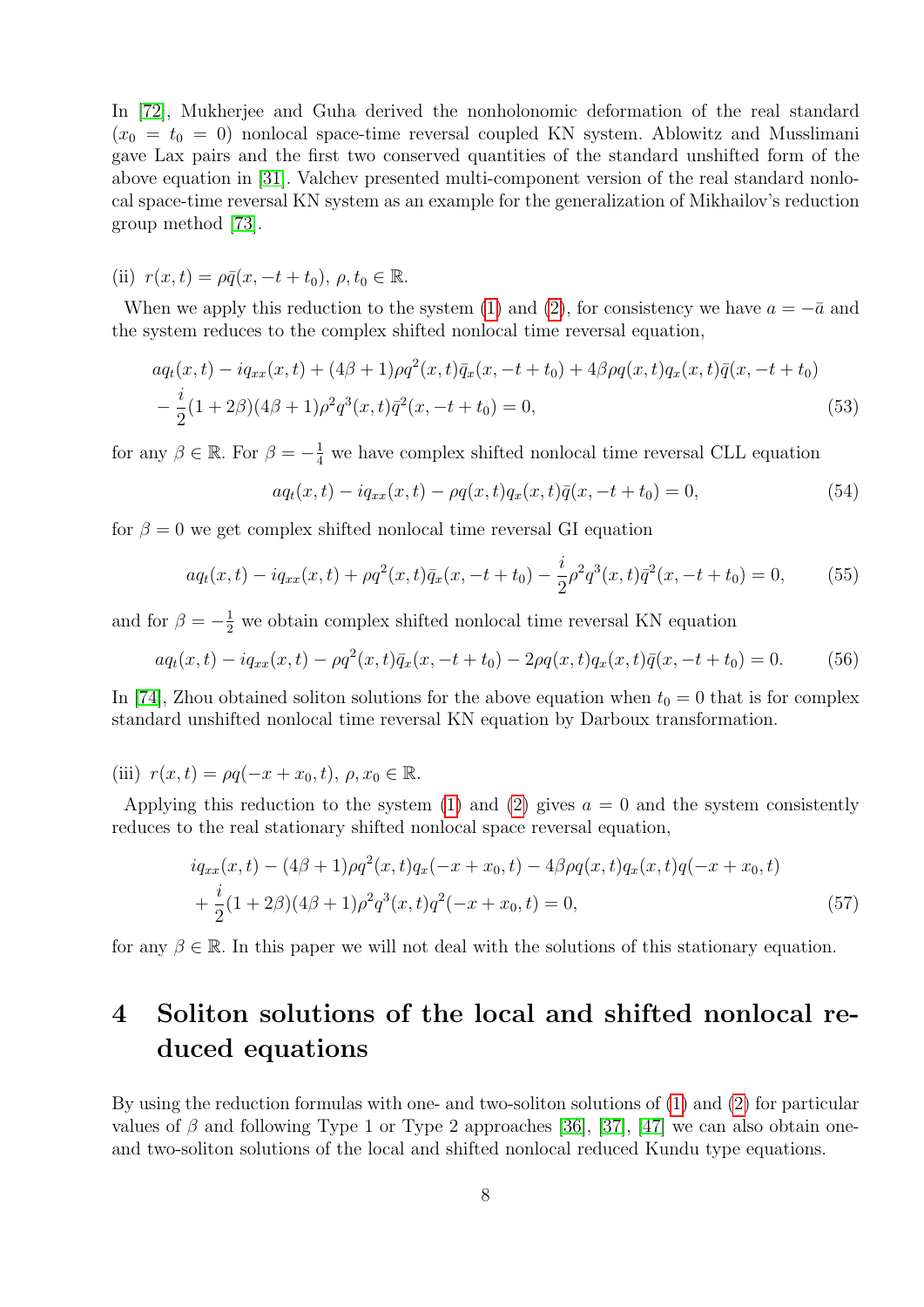In [72], Mukherjee and Guha derived the nonholonomic deformation of the real standard ($x_0 = t_0 = 0$) nonlocal space-time reversal coupled KN system. Ablowitz and Musslimani gave Lax pairs and the first two conserved quantities of the standard unshifted form of the above equation in [31]. Valchev presented multi-component version of the real standard nonlocal space-time reversal KN system as an example for the generalization of Mikhailov's reduction group method [73].

(ii) $r(x,t) = \rho\bar{q}(x, -t+t_0)$, $\rho, t_0 \in \mathbb{R}$.

When we apply this reduction to the system (1) and (2), for consistency we have $a = -\bar{a}$ and the system reduces to the complex shifted nonlocal time reversal equation,

$$
\begin{aligned}
&aq_t(x,t) - iq_{xx}(x,t) + (4\beta+1)\rho q^2(x,t)\bar{q}_x(x,-t+t_0) + 4\beta\rho q(x,t)q_x(x,t)\bar{q}(x,-t+t_0) \\
&-\frac{i}{2}(1+2\beta)(4\beta+1)\rho^2 q^3(x,t)\bar{q}^2(x,-t+t_0) = 0,
\end{aligned}
\tag{53}
$$

for any $\beta \in \mathbb{R}$. For $\beta = -\frac{1}{4}$ we have complex shifted nonlocal time reversal CLL equation

$$
aq_t(x,t) - iq_{xx}(x,t) - \rho q(x,t)q_x(x,t)\bar{q}(x,-t+t_0) = 0, \tag{54}
$$

for $\beta = 0$ we get complex shifted nonlocal time reversal GI equation

$$
aq_t(x,t) - iq_{xx}(x,t) + \rho q^2(x,t)\bar{q}_x(x,-t+t_0) - \frac{i}{2}\rho^2 q^3(x,t)\bar{q}^2(x,-t+t_0) = 0, \tag{55}
$$

and for $\beta = -\frac{1}{2}$ we obtain complex shifted nonlocal time reversal KN equation

$$
aq_t(x,t) - iq_{xx}(x,t) - \rho q^2(x,t)\bar{q}_x(x,-t+t_0) - 2\rho q(x,t)q_x(x,t)\bar{q}(x,-t+t_0) = 0. \tag{56}
$$

In [74], Zhou obtained soliton solutions for the above equation when $t_0 = 0$ that is for complex standard unshifted nonlocal time reversal KN equation by Darboux transformation.

(iii) $r(x,t) = \rho q(-x+x_0, t)$, $\rho, x_0 \in \mathbb{R}$.

Applying this reduction to the system (1) and (2) gives $a = 0$ and the system consistently reduces to the real stationary shifted nonlocal space reversal equation,

$$
\begin{aligned}
&iq_{xx}(x,t) - (4\beta+1)\rho q^2(x,t)q_x(-x+x_0,t) - 4\beta\rho q(x,t)q_x(x,t)q(-x+x_0,t) \\
&+\frac{i}{2}(1+2\beta)(4\beta+1)\rho^2 q^3(x,t)q^2(-x+x_0,t) = 0,
\end{aligned}
\tag{57}
$$

for any $\beta \in \mathbb{R}$. In this paper we will not deal with the solutions of this stationary equation.

# 4 Soliton solutions of the local and shifted nonlocal reduced equations

By using the reduction formulas with one- and two-soliton solutions of (1) and (2) for particular values of $\beta$ and following Type 1 or Type 2 approaches [36], [37], [47] we can also obtain one- and two-soliton solutions of the local and shifted nonlocal reduced Kundu type equations.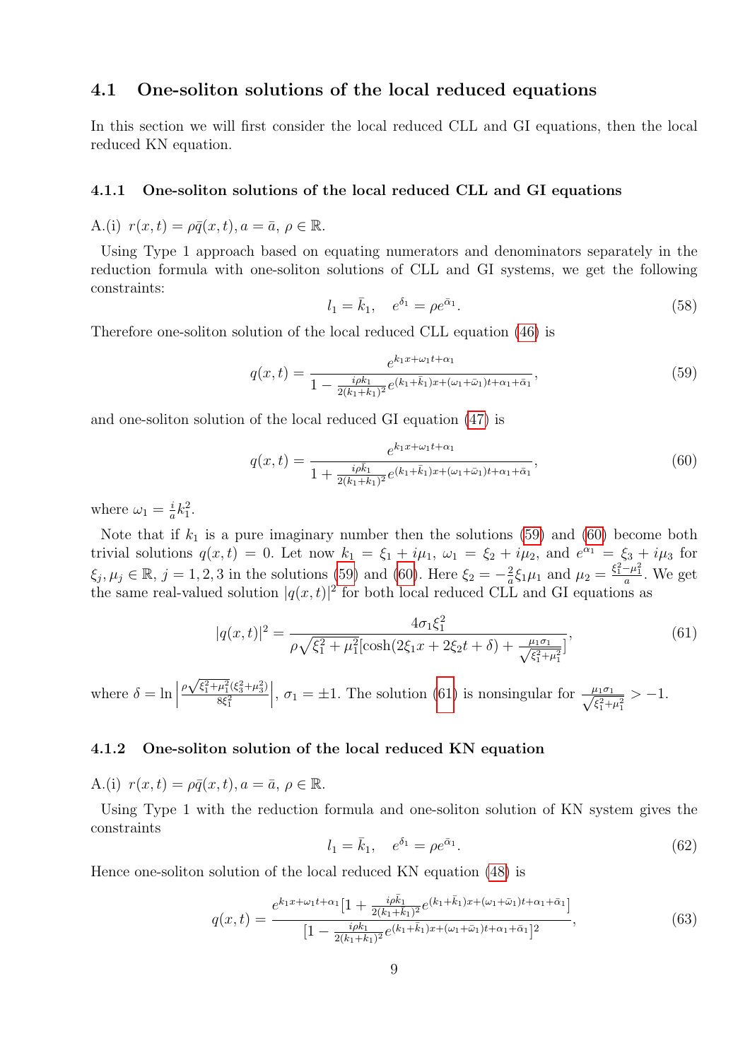## 4.1 One-soliton solutions of the local reduced equations

In this section we will first consider the local reduced CLL and GI equations, then the local reduced KN equation.

### 4.1.1 One-soliton solutions of the local reduced CLL and GI equations

A.(i) $r(x,t) = \rho\bar{q}(x,t), a = \bar{a}, \rho \in \mathbb{R}$.

Using Type 1 approach based on equating numerators and denominators separately in the reduction formula with one-soliton solutions of CLL and GI systems, we get the following constraints:

$$l_1 = \bar{k}_1, \quad e^{\delta_1} = \rho e^{\bar{\alpha}_1}. \tag{58}$$

Therefore one-soliton solution of the local reduced CLL equation (46) is

$$q(x,t) = \frac{e^{k_1 x + \omega_1 t + \alpha_1}}{1 - \frac{i\rho k_1}{2(k_1+\bar{k}_1)^2} e^{(k_1+\bar{k}_1)x + (\omega_1+\bar{\omega}_1)t + \alpha_1 + \bar{\alpha}_1}}, \tag{59}$$

and one-soliton solution of the local reduced GI equation (47) is

$$q(x,t) = \frac{e^{k_1 x + \omega_1 t + \alpha_1}}{1 + \frac{i\rho \bar{k}_1}{2(k_1+\bar{k}_1)^2} e^{(k_1+\bar{k}_1)x + (\omega_1+\bar{\omega}_1)t + \alpha_1 + \bar{\alpha}_1}}, \tag{60}$$

where $\omega_1 = \frac{i}{a}k_1^2$.

Note that if $k_1$ is a pure imaginary number then the solutions (59) and (60) become both trivial solutions $q(x,t) = 0$. Let now $k_1 = \xi_1 + i\mu_1$, $\omega_1 = \xi_2 + i\mu_2$, and $e^{\alpha_1} = \xi_3 + i\mu_3$ for $\xi_j, \mu_j \in \mathbb{R}$, $j = 1, 2, 3$ in the solutions (59) and (60). Here $\xi_2 = -\frac{2}{a}\xi_1\mu_1$ and $\mu_2 = \frac{\xi_1^2 - \mu_1^2}{a}$. We get the same real-valued solution $|q(x,t)|^2$ for both local reduced CLL and GI equations as

$$|q(x,t)|^2 = \frac{4\sigma_1 \xi_1^2}{\rho\sqrt{\xi_1^2 + \mu_1^2}[\cosh(2\xi_1 x + 2\xi_2 t + \delta) + \frac{\mu_1\sigma_1}{\sqrt{\xi_1^2+\mu_1^2}}]}, \tag{61}$$

where $\delta = \ln\left|\frac{\rho\sqrt{\xi_1^2+\mu_1^2}(\xi_3^2+\mu_3^2)}{8\xi_1^2}\right|$, $\sigma_1 = \pm 1$. The solution (61) is nonsingular for $\frac{\mu_1\sigma_1}{\sqrt{\xi_1^2+\mu_1^2}} > -1$.

### 4.1.2 One-soliton solution of the local reduced KN equation

A.(i) $r(x,t) = \rho\bar{q}(x,t), a = \bar{a}, \rho \in \mathbb{R}$.

Using Type 1 with the reduction formula and one-soliton solution of KN system gives the constraints

$$l_1 = \bar{k}_1, \quad e^{\delta_1} = \rho e^{\bar{\alpha}_1}. \tag{62}$$

Hence one-soliton solution of the local reduced KN equation (48) is

$$q(x,t) = \frac{e^{k_1 x + \omega_1 t + \alpha_1}[1 + \frac{i\rho \bar{k}_1}{2(k_1+\bar{k}_1)^2} e^{(k_1+\bar{k}_1)x + (\omega_1+\bar{\omega}_1)t + \alpha_1 + \bar{\alpha}_1}]}{[1 - \frac{i\rho k_1}{2(k_1+\bar{k}_1)^2} e^{(k_1+\bar{k}_1)x + (\omega_1+\bar{\omega}_1)t + \alpha_1 + \bar{\alpha}_1}]^2}, \tag{63}$$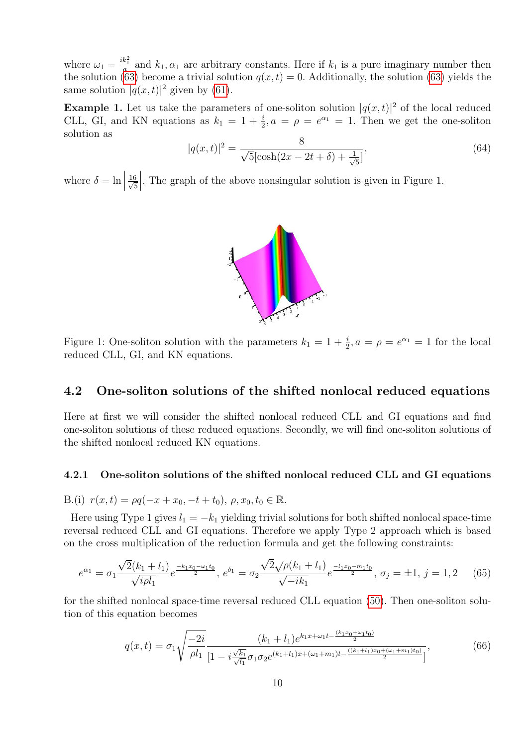where $\omega_1 = \frac{ik_1^2}{a}$ and $k_1, \alpha_1$ are arbitrary constants. Here if $k_1$ is a pure imaginary number then the solution (63) become a trivial solution $q(x,t) = 0$. Additionally, the solution (63) yields the same solution $|q(x,t)|^2$ given by (61).

**Example 1.** Let us take the parameters of one-soliton solution $|q(x,t)|^2$ of the local reduced CLL, GI, and KN equations as $k_1 = 1 + \frac{i}{2}, a = \rho = e^{\alpha_1} = 1$. Then we get the one-soliton solution as

$$|q(x,t)|^2 = \frac{8}{\sqrt{5}[\cosh(2x - 2t + \delta) + \frac{1}{\sqrt{5}}]}, \tag{64}$$

where $\delta = \ln \left| \frac{16}{\sqrt{5}} \right|$. The graph of the above nonsingular solution is given in Figure 1.

Figure 1: One-soliton solution with the parameters $k_1 = 1 + \frac{i}{2}, a = \rho = e^{\alpha_1} = 1$ for the local reduced CLL, GI, and KN equations.

## 4.2 One-soliton solutions of the shifted nonlocal reduced equations

Here at first we will consider the shifted nonlocal reduced CLL and GI equations and find one-soliton solutions of these reduced equations. Secondly, we will find one-soliton solutions of the shifted nonlocal reduced KN equations.

### 4.2.1 One-soliton solutions of the shifted nonlocal reduced CLL and GI equations

B.(i) $r(x,t) = \rho q(-x + x_0, -t + t_0)$, $\rho, x_0, t_0 \in \mathbb{R}$.

Here using Type 1 gives $l_1 = -k_1$ yielding trivial solutions for both shifted nonlocal space-time reversal reduced CLL and GI equations. Therefore we apply Type 2 approach which is based on the cross multiplication of the reduction formula and get the following constraints:

$$e^{\alpha_1} = \sigma_1 \frac{\sqrt{2}(k_1 + l_1)}{\sqrt{i\rho l_1}} e^{\frac{-k_1 x_0 - \omega_1 t_0}{2}},\ e^{\delta_1} = \sigma_2 \frac{\sqrt{2}\sqrt{\rho}(k_1 + l_1)}{\sqrt{-ik_1}} e^{\frac{-l_1 x_0 - m_1 t_0}{2}},\ \sigma_j = \pm 1,\ j = 1, 2 \tag{65}$$

for the shifted nonlocal space-time reversal reduced CLL equation (50). Then one-soliton solution of this equation becomes

$$q(x,t) = \sigma_1 \sqrt{\frac{-2i}{\rho l_1}} \frac{(k_1 + l_1) e^{k_1 x + \omega_1 t - \frac{(k_1 x_0 + \omega_1 t_0)}{2}}}{[1 - i\frac{\sqrt{k_1}}{\sqrt{l_1}} \sigma_1 \sigma_2 e^{(k_1 + l_1)x + (\omega_1 + m_1)t - \frac{((k_1 + l_1)x_0 + (\omega_1 + m_1)t_0)}{2}}]}, \tag{66}$$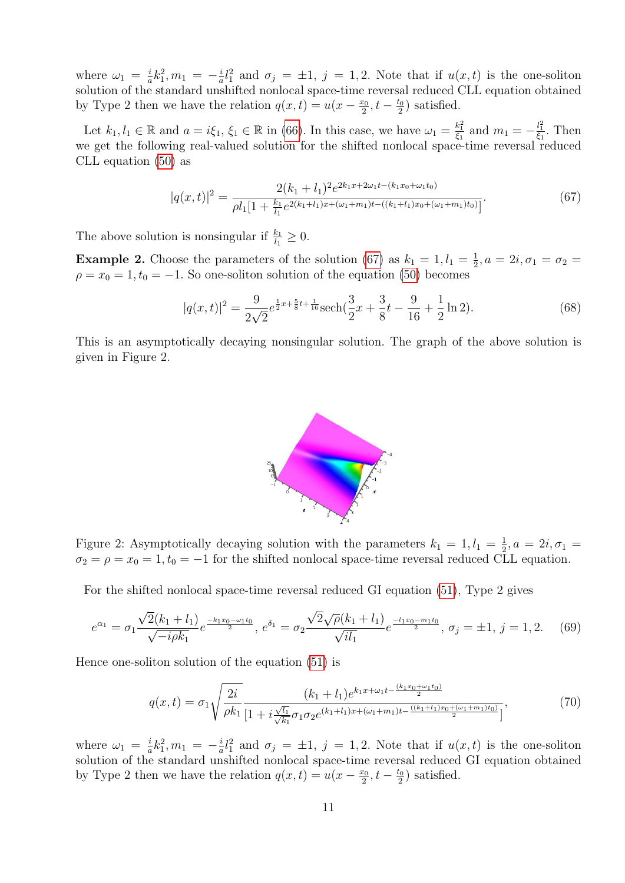where $\omega_1 = \frac{i}{a}k_1^2, m_1 = -\frac{i}{a}l_1^2$ and $\sigma_j = \pm 1$, $j = 1, 2$. Note that if $u(x,t)$ is the one-soliton solution of the standard unshifted nonlocal space-time reversal reduced CLL equation obtained by Type 2 then we have the relation $q(x,t) = u(x - \frac{x_0}{2}, t - \frac{t_0}{2})$ satisfied.

Let $k_1, l_1 \in \mathbb{R}$ and $a = i\xi_1$, $\xi_1 \in \mathbb{R}$ in (66). In this case, we have $\omega_1 = \frac{k_1^2}{\xi_1}$ and $m_1 = -\frac{l_1^2}{\xi_1}$. Then we get the following real-valued solution for the shifted nonlocal space-time reversal reduced CLL equation (50) as

$$|q(x,t)|^2 = \frac{2(k_1 + l_1)^2 e^{2k_1 x + 2\omega_1 t - (k_1 x_0 + \omega_1 t_0)}}{\rho l_1 [1 + \frac{k_1}{l_1} e^{2(k_1 + l_1)x + (\omega_1 + m_1)t - ((k_1 + l_1)x_0 + (\omega_1 + m_1)t_0)}]}. \tag{67}$$

The above solution is nonsingular if $\frac{k_1}{l_1} \geq 0$.

**Example 2.** Choose the parameters of the solution (67) as $k_1 = 1, l_1 = \frac{1}{2}, a = 2i, \sigma_1 = \sigma_2 = \rho = x_0 = 1, t_0 = -1$. So one-soliton solution of the equation (50) becomes

$$|q(x,t)|^2 = \frac{9}{2\sqrt{2}} e^{\frac{1}{2}x + \frac{5}{8}t + \frac{1}{16}} \operatorname{sech}(\frac{3}{2}x + \frac{3}{8}t - \frac{9}{16} + \frac{1}{2}\ln 2). \tag{68}$$

This is an asymptotically decaying nonsingular solution. The graph of the above solution is given in Figure 2.

Figure 2: Asymptotically decaying solution with the parameters $k_1 = 1, l_1 = \frac{1}{2}, a = 2i, \sigma_1 = \sigma_2 = \rho = x_0 = 1, t_0 = -1$ for the shifted nonlocal space-time reversal reduced CLL equation.

For the shifted nonlocal space-time reversal reduced GI equation (51), Type 2 gives

$$e^{\alpha_1} = \sigma_1 \frac{\sqrt{2}(k_1 + l_1)}{\sqrt{-i\rho k_1}} e^{\frac{-k_1 x_0 - \omega_1 t_0}{2}}, \; e^{\delta_1} = \sigma_2 \frac{\sqrt{2}\sqrt{\rho}(k_1 + l_1)}{\sqrt{i l_1}} e^{\frac{-l_1 x_0 - m_1 t_0}{2}}, \; \sigma_j = \pm 1, \; j = 1, 2. \tag{69}$$

Hence one-soliton solution of the equation (51) is

$$q(x,t) = \sigma_1 \sqrt{\frac{2i}{\rho k_1}} \frac{(k_1 + l_1) e^{k_1 x + \omega_1 t - \frac{(k_1 x_0 + \omega_1 t_0)}{2}}}{[1 + i\frac{\sqrt{l_1}}{\sqrt{k_1}} \sigma_1 \sigma_2 e^{(k_1 + l_1)x + (\omega_1 + m_1)t - \frac{((k_1 + l_1)x_0 + (\omega_1 + m_1)t_0)}{2}}]}, \tag{70}$$

where $\omega_1 = \frac{i}{a}k_1^2, m_1 = -\frac{i}{a}l_1^2$ and $\sigma_j = \pm 1$, $j = 1, 2$. Note that if $u(x,t)$ is the one-soliton solution of the standard unshifted nonlocal space-time reversal reduced GI equation obtained by Type 2 then we have the relation $q(x,t) = u(x - \frac{x_0}{2}, t - \frac{t_0}{2})$ satisfied.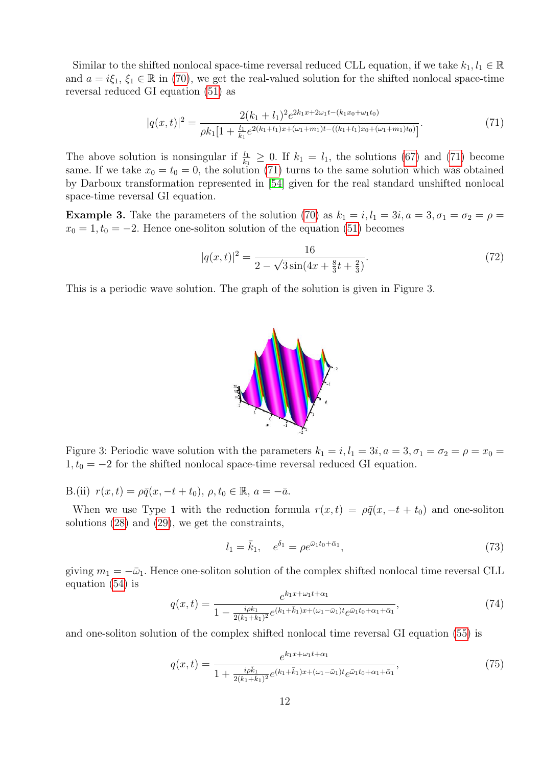Similar to the shifted nonlocal space-time reversal reduced CLL equation, if we take $k_1, l_1 \in \mathbb{R}$ and $a = i\xi_1$, $\xi_1 \in \mathbb{R}$ in (70), we get the real-valued solution for the shifted nonlocal space-time reversal reduced GI equation (51) as

$$|q(x,t)|^2 = \frac{2(k_1+l_1)^2 e^{2k_1 x + 2\omega_1 t - (k_1 x_0 + \omega_1 t_0)}}{\rho k_1 [1 + \frac{l_1}{k_1} e^{2(k_1+l_1)x + (\omega_1+m_1)t - ((k_1+l_1)x_0 + (\omega_1+m_1)t_0)}]}. \tag{71}$$

The above solution is nonsingular if $\frac{l_1}{k_1} \geq 0$. If $k_1 = l_1$, the solutions (67) and (71) become same. If we take $x_0 = t_0 = 0$, the solution (71) turns to the same solution which was obtained by Darboux transformation represented in [54] given for the real standard unshifted nonlocal space-time reversal GI equation.

**Example 3.** Take the parameters of the solution (70) as $k_1 = i, l_1 = 3i, a = 3, \sigma_1 = \sigma_2 = \rho = x_0 = 1, t_0 = -2$. Hence one-soliton solution of the equation (51) becomes

$$|q(x,t)|^2 = \frac{16}{2 - \sqrt{3}\sin(4x + \frac{8}{3}t + \frac{2}{3})}. \tag{72}$$

This is a periodic wave solution. The graph of the solution is given in Figure 3.

Figure 3: Periodic wave solution with the parameters $k_1 = i, l_1 = 3i, a = 3, \sigma_1 = \sigma_2 = \rho = x_0 = 1, t_0 = -2$ for the shifted nonlocal space-time reversal reduced GI equation.

B.(ii) $r(x,t) = \rho\bar{q}(x, -t + t_0)$, $\rho, t_0 \in \mathbb{R}$, $a = -\bar{a}$.

When we use Type 1 with the reduction formula $r(x,t) = \rho\bar{q}(x, -t + t_0)$ and one-soliton solutions (28) and (29), we get the constraints,

$$l_1 = \bar{k}_1, \quad e^{\delta_1} = \rho e^{\bar{\omega}_1 t_0 + \bar{\alpha}_1}, \tag{73}$$

giving $m_1 = -\bar{\omega}_1$. Hence one-soliton solution of the complex shifted nonlocal time reversal CLL equation (54) is

$$q(x,t) = \frac{e^{k_1 x + \omega_1 t + \alpha_1}}{1 - \frac{i\rho k_1}{2(k_1+\bar{k}_1)^2} e^{(k_1+\bar{k}_1)x + (\omega_1 - \bar{\omega}_1)t} e^{\bar{\omega}_1 t_0 + \alpha_1 + \bar{\alpha}_1}}, \tag{74}$$

and one-soliton solution of the complex shifted nonlocal time reversal GI equation (55) is

$$q(x,t) = \frac{e^{k_1 x + \omega_1 t + \alpha_1}}{1 + \frac{i\rho \bar{k}_1}{2(k_1+\bar{k}_1)^2} e^{(k_1+\bar{k}_1)x + (\omega_1 - \bar{\omega}_1)t} e^{\bar{\omega}_1 t_0 + \alpha_1 + \bar{\alpha}_1}}, \tag{75}$$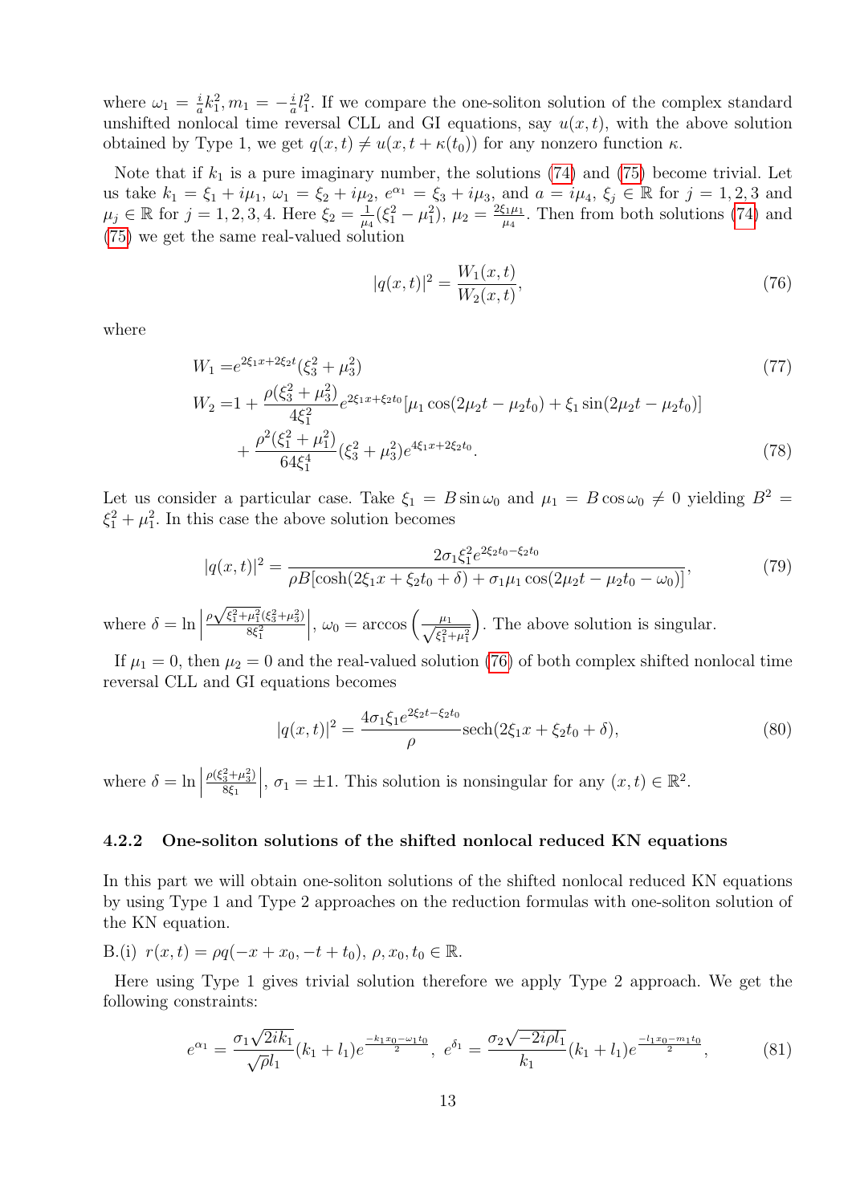where $\omega_1 = \frac{i}{a}k_1^2, m_1 = -\frac{i}{a}l_1^2$. If we compare the one-soliton solution of the complex standard unshifted nonlocal time reversal CLL and GI equations, say $u(x,t)$, with the above solution obtained by Type 1, we get $q(x,t) \neq u(x, t + \kappa(t_0))$ for any nonzero function $\kappa$.

Note that if $k_1$ is a pure imaginary number, the solutions (74) and (75) become trivial. Let us take $k_1 = \xi_1 + i\mu_1$, $\omega_1 = \xi_2 + i\mu_2$, $e^{\alpha_1} = \xi_3 + i\mu_3$, and $a = i\mu_4$, $\xi_j \in \mathbb{R}$ for $j = 1,2,3$ and $\mu_j \in \mathbb{R}$ for $j = 1,2,3,4$. Here $\xi_2 = \frac{1}{\mu_4}(\xi_1^2 - \mu_1^2)$, $\mu_2 = \frac{2\xi_1\mu_1}{\mu_4}$. Then from both solutions (74) and (75) we get the same real-valued solution

$$|q(x,t)|^2 = \frac{W_1(x,t)}{W_2(x,t)}, \tag{76}$$

where

$$W_1 = e^{2\xi_1 x + 2\xi_2 t}(\xi_3^2 + \mu_3^2) \tag{77}$$

$$W_2 = 1 + \frac{\rho(\xi_3^2 + \mu_3^2)}{4\xi_1^2} e^{2\xi_1 x + \xi_2 t_0}[\mu_1 \cos(2\mu_2 t - \mu_2 t_0) + \xi_1 \sin(2\mu_2 t - \mu_2 t_0)]$$
$$+ \frac{\rho^2(\xi_1^2 + \mu_1^2)}{64\xi_1^4}(\xi_3^2 + \mu_3^2)e^{4\xi_1 x + 2\xi_2 t_0}. \tag{78}$$

Let us consider a particular case. Take $\xi_1 = B\sin\omega_0$ and $\mu_1 = B\cos\omega_0 \neq 0$ yielding $B^2 = \xi_1^2 + \mu_1^2$. In this case the above solution becomes

$$|q(x,t)|^2 = \frac{2\sigma_1 \xi_1^2 e^{2\xi_2 t_0 - \xi_2 t_0}}{\rho B[\cosh(2\xi_1 x + \xi_2 t_0 + \delta) + \sigma_1 \mu_1 \cos(2\mu_2 t - \mu_2 t_0 - \omega_0)]}, \tag{79}$$

where $\delta = \ln\left|\frac{\rho\sqrt{\xi_1^2 + \mu_1^2}(\xi_3^2 + \mu_3^2)}{8\xi_1^2}\right|$, $\omega_0 = \arccos\left(\frac{\mu_1}{\sqrt{\xi_1^2 + \mu_1^2}}\right)$. The above solution is singular.

If $\mu_1 = 0$, then $\mu_2 = 0$ and the real-valued solution (76) of both complex shifted nonlocal time reversal CLL and GI equations becomes

$$|q(x,t)|^2 = \frac{4\sigma_1 \xi_1 e^{2\xi_2 t - \xi_2 t_0}}{\rho} \operatorname{sech}(2\xi_1 x + \xi_2 t_0 + \delta), \tag{80}$$

where $\delta = \ln\left|\frac{\rho(\xi_3^2 + \mu_3^2)}{8\xi_1}\right|$, $\sigma_1 = \pm 1$. This solution is nonsingular for any $(x,t) \in \mathbb{R}^2$.

### 4.2.2 One-soliton solutions of the shifted nonlocal reduced KN equations

In this part we will obtain one-soliton solutions of the shifted nonlocal reduced KN equations by using Type 1 and Type 2 approaches on the reduction formulas with one-soliton solution of the KN equation.

B.(i) $r(x,t) = \rho q(-x + x_0, -t + t_0)$, $\rho, x_0, t_0 \in \mathbb{R}$.

Here using Type 1 gives trivial solution therefore we apply Type 2 approach. We get the following constraints:

$$e^{\alpha_1} = \frac{\sigma_1\sqrt{2ik_1}}{\sqrt{\rho}l_1}(k_1 + l_1)e^{\frac{-k_1 x_0 - \omega_1 t_0}{2}},\ e^{\delta_1} = \frac{\sigma_2\sqrt{-2i\rho l_1}}{k_1}(k_1 + l_1)e^{\frac{-l_1 x_0 - m_1 t_0}{2}}, \tag{81}$$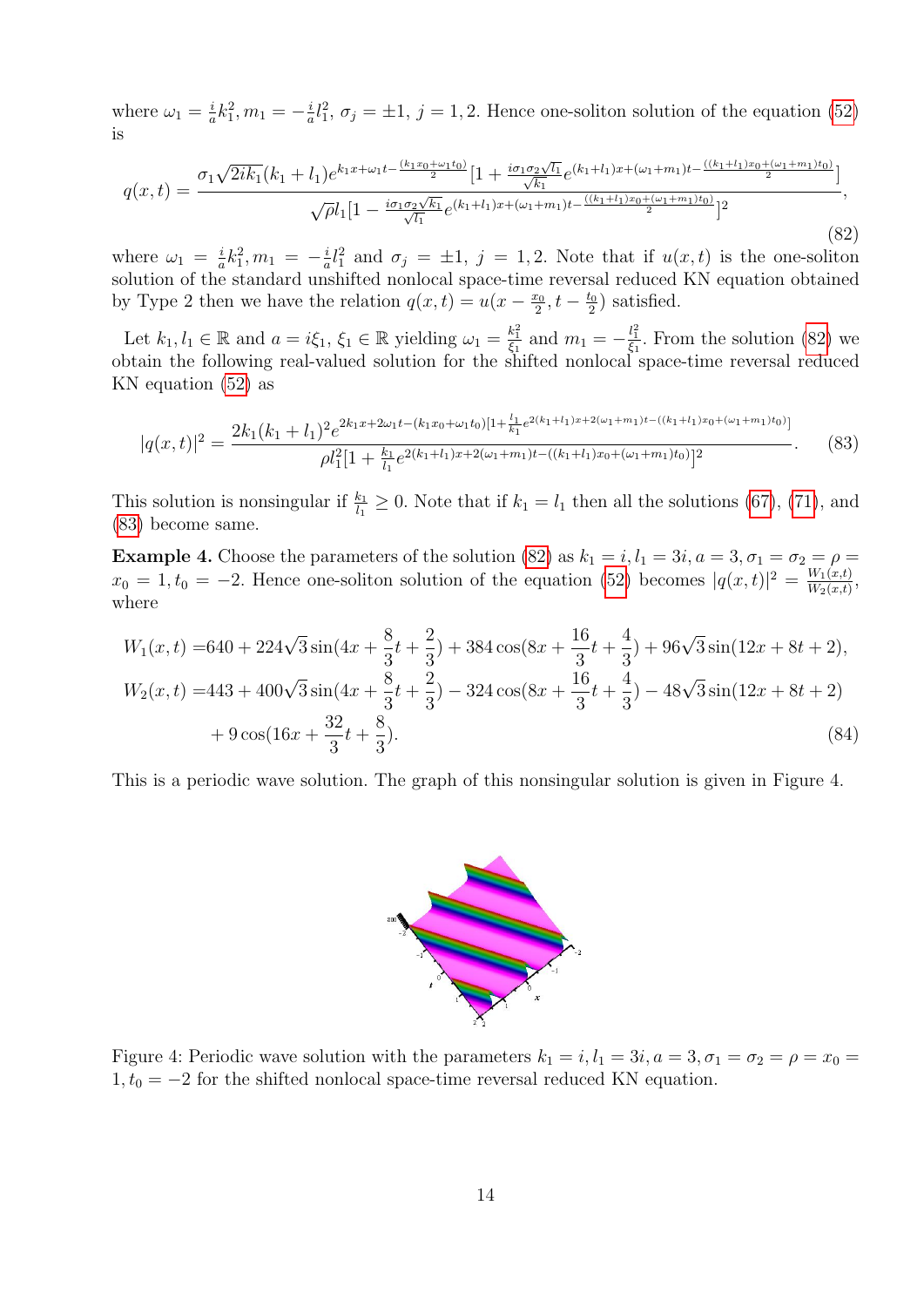where $\omega_1 = \frac{i}{a}k_1^2, m_1 = -\frac{i}{a}l_1^2$, $\sigma_j = \pm 1$, $j = 1, 2$. Hence one-soliton solution of the equation (52) is

$$
q(x,t) = \frac{\sigma_1\sqrt{2ik_1}(k_1+l_1)e^{k_1x+\omega_1 t-\frac{(k_1x_0+\omega_1 t_0)}{2}}[1+\frac{i\sigma_1\sigma_2\sqrt{l_1}}{\sqrt{k_1}}e^{(k_1+l_1)x+(\omega_1+m_1)t-\frac{((k_1+l_1)x_0+(\omega_1+m_1)t_0)}{2}}]}{\sqrt{\rho}l_1[1-\frac{i\sigma_1\sigma_2\sqrt{k_1}}{\sqrt{l_1}}e^{(k_1+l_1)x+(\omega_1+m_1)t-\frac{((k_1+l_1)x_0+(\omega_1+m_1)t_0)}{2}}]^2}, \tag{82}
$$

where $\omega_1 = \frac{i}{a}k_1^2, m_1 = -\frac{i}{a}l_1^2$ and $\sigma_j = \pm 1$, $j = 1, 2$. Note that if $u(x,t)$ is the one-soliton solution of the standard unshifted nonlocal space-time reversal reduced KN equation obtained by Type 2 then we have the relation $q(x,t) = u(x - \frac{x_0}{2}, t - \frac{t_0}{2})$ satisfied.

Let $k_1, l_1 \in \mathbb{R}$ and $a = i\xi_1$, $\xi_1 \in \mathbb{R}$ yielding $\omega_1 = \frac{k_1^2}{\xi_1}$ and $m_1 = -\frac{l_1^2}{\xi_1}$. From the solution (82) we obtain the following real-valued solution for the shifted nonlocal space-time reversal reduced KN equation (52) as

$$
|q(x,t)|^2 = \frac{2k_1(k_1+l_1)^2 e^{2k_1x+2\omega_1 t-(k_1x_0+\omega_1 t_0)[1+\frac{l_1}{k_1}e^{2(k_1+l_1)x+2(\omega_1+m_1)t-((k_1+l_1)x_0+(\omega_1+m_1)t_0)}]}}{\rho l_1^2[1+\frac{k_1}{l_1}e^{2(k_1+l_1)x+2(\omega_1+m_1)t-((k_1+l_1)x_0+(\omega_1+m_1)t_0)}]^2}. \tag{83}
$$

This solution is nonsingular if $\frac{k_1}{l_1} \geq 0$. Note that if $k_1 = l_1$ then all the solutions (67), (71), and (83) become same.

**Example 4.** Choose the parameters of the solution (82) as $k_1 = i, l_1 = 3i, a = 3, \sigma_1 = \sigma_2 = \rho = x_0 = 1, t_0 = -2$. Hence one-soliton solution of the equation (52) becomes $|q(x,t)|^2 = \frac{W_1(x,t)}{W_2(x,t)}$, where

$$
\begin{aligned}
W_1(x,t) =& 640 + 224\sqrt{3}\sin(4x + \frac{8}{3}t + \frac{2}{3}) + 384\cos(8x + \frac{16}{3}t + \frac{4}{3}) + 96\sqrt{3}\sin(12x + 8t + 2), \\
W_2(x,t) =& 443 + 400\sqrt{3}\sin(4x + \frac{8}{3}t + \frac{2}{3}) - 324\cos(8x + \frac{16}{3}t + \frac{4}{3}) - 48\sqrt{3}\sin(12x + 8t + 2) \\
&+ 9\cos(16x + \frac{32}{3}t + \frac{8}{3}).
\end{aligned} \tag{84}
$$

This is a periodic wave solution. The graph of this nonsingular solution is given in Figure 4.

Figure 4: Periodic wave solution with the parameters $k_1 = i, l_1 = 3i, a = 3, \sigma_1 = \sigma_2 = \rho = x_0 = 1, t_0 = -2$ for the shifted nonlocal space-time reversal reduced KN equation.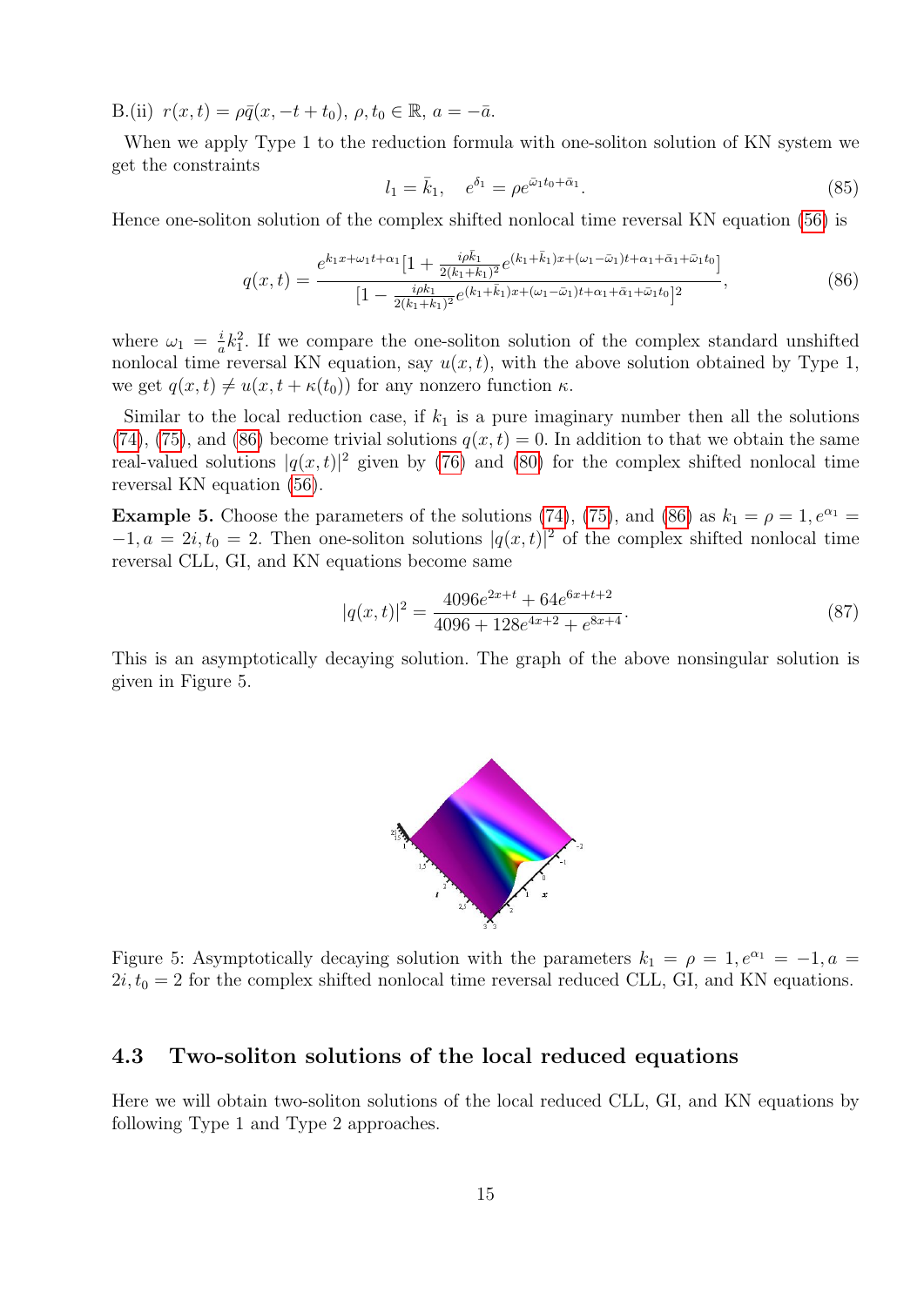B.(ii) $r(x,t) = \rho\bar{q}(x,-t+t_0)$, $\rho, t_0 \in \mathbb{R}$, $a = -\bar{a}$.

When we apply Type 1 to the reduction formula with one-soliton solution of KN system we get the constraints

$$l_1 = \bar{k}_1, \quad e^{\delta_1} = \rho e^{\bar{\omega}_1 t_0 + \bar{\alpha}_1}. \tag{85}$$

Hence one-soliton solution of the complex shifted nonlocal time reversal KN equation (56) is

$$q(x,t) = \frac{e^{k_1 x + \omega_1 t + \alpha_1}\left[1 + \frac{i\rho\bar{k}_1}{2(k_1+\bar{k}_1)^2} e^{(k_1+\bar{k}_1)x + (\omega_1 - \bar{\omega}_1)t + \alpha_1 + \bar{\alpha}_1 + \bar{\omega}_1 t_0}\right]}{\left[1 - \frac{i\rho k_1}{2(k_1+\bar{k}_1)^2} e^{(k_1+\bar{k}_1)x + (\omega_1 - \bar{\omega}_1)t + \alpha_1 + \bar{\alpha}_1 + \bar{\omega}_1 t_0}\right]^2}, \tag{86}$$

where $\omega_1 = \frac{i}{a}k_1^2$. If we compare the one-soliton solution of the complex standard unshifted nonlocal time reversal KN equation, say $u(x,t)$, with the above solution obtained by Type 1, we get $q(x,t) \neq u(x, t + \kappa(t_0))$ for any nonzero function $\kappa$.

Similar to the local reduction case, if $k_1$ is a pure imaginary number then all the solutions (74), (75), and (86) become trivial solutions $q(x,t) = 0$. In addition to that we obtain the same real-valued solutions $|q(x,t)|^2$ given by (76) and (80) for the complex shifted nonlocal time reversal KN equation (56).

**Example 5.** Choose the parameters of the solutions (74), (75), and (86) as $k_1 = \rho = 1, e^{\alpha_1} = -1, a = 2i, t_0 = 2$. Then one-soliton solutions $|q(x,t)|^2$ of the complex shifted nonlocal time reversal CLL, GI, and KN equations become same

$$|q(x,t)|^2 = \frac{4096 e^{2x+t} + 64 e^{6x+t+2}}{4096 + 128 e^{4x+2} + e^{8x+4}}. \tag{87}$$

This is an asymptotically decaying solution. The graph of the above nonsingular solution is given in Figure 5.

Figure 5: Asymptotically decaying solution with the parameters $k_1 = \rho = 1, e^{\alpha_1} = -1, a = 2i, t_0 = 2$ for the complex shifted nonlocal time reversal reduced CLL, GI, and KN equations.

### 4.3 Two-soliton solutions of the local reduced equations

Here we will obtain two-soliton solutions of the local reduced CLL, GI, and KN equations by following Type 1 and Type 2 approaches.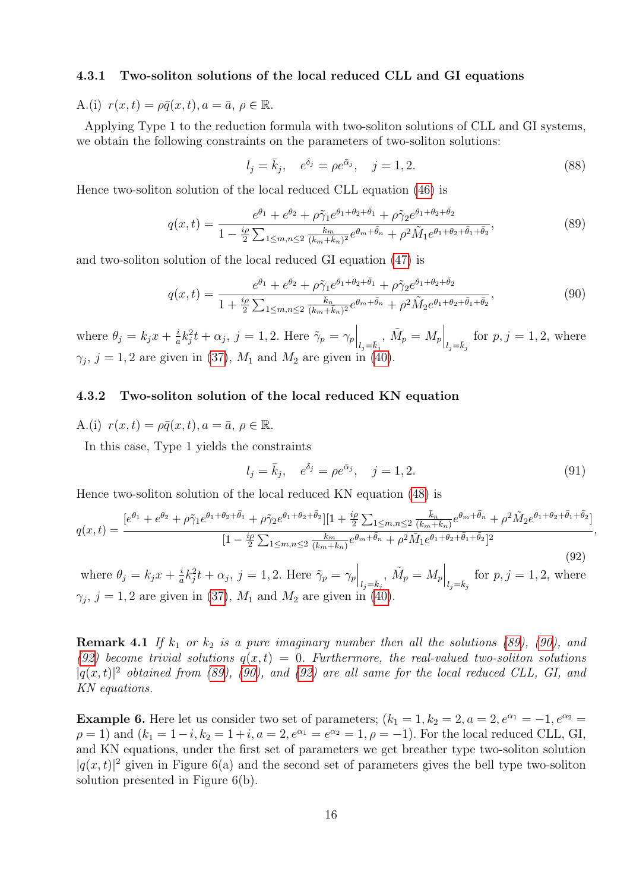### 4.3.1 Two-soliton solutions of the local reduced CLL and GI equations

A.(i) $r(x,t) = \rho\bar{q}(x,t), a = \bar{a}, \rho \in \mathbb{R}$.

Applying Type 1 to the reduction formula with two-soliton solutions of CLL and GI systems, we obtain the following constraints on the parameters of two-soliton solutions:

$$l_j = \bar{k}_j, \quad e^{\delta_j} = \rho e^{\bar{\alpha}_j}, \quad j = 1, 2. \tag{88}$$

Hence two-soliton solution of the local reduced CLL equation (46) is

$$q(x,t) = \frac{e^{\theta_1} + e^{\theta_2} + \rho\tilde{\gamma}_1 e^{\theta_1+\theta_2+\bar{\theta}_1} + \rho\tilde{\gamma}_2 e^{\theta_1+\theta_2+\bar{\theta}_2}}{1 - \frac{i\rho}{2}\sum_{1\leq m,n\leq 2} \frac{k_m}{(k_m+\bar{k}_n)^2} e^{\theta_m+\bar{\theta}_n} + \rho^2 \tilde{M}_1 e^{\theta_1+\theta_2+\bar{\theta}_1+\bar{\theta}_2}}, \tag{89}$$

and two-soliton solution of the local reduced GI equation (47) is

$$q(x,t) = \frac{e^{\theta_1} + e^{\theta_2} + \rho\tilde{\gamma}_1 e^{\theta_1+\theta_2+\bar{\theta}_1} + \rho\tilde{\gamma}_2 e^{\theta_1+\theta_2+\bar{\theta}_2}}{1 + \frac{i\rho}{2}\sum_{1\leq m,n\leq 2} \frac{\bar{k}_n}{(k_m+\bar{k}_n)^2} e^{\theta_m+\bar{\theta}_n} + \rho^2 \tilde{M}_2 e^{\theta_1+\theta_2+\bar{\theta}_1+\bar{\theta}_2}}, \tag{90}$$

where $\theta_j = k_j x + \frac{i}{a}k_j^2 t + \alpha_j$, $j = 1, 2$. Here $\tilde{\gamma}_p = \gamma_p\Big|_{l_j=\bar{k}_j}$, $\tilde{M}_p = M_p\Big|_{l_j=\bar{k}_j}$ for $p, j = 1, 2$, where $\gamma_j$, $j = 1, 2$ are given in (37), $M_1$ and $M_2$ are given in (40).

### 4.3.2 Two-soliton solution of the local reduced KN equation

A.(i) $r(x,t) = \rho\bar{q}(x,t), a = \bar{a}, \rho \in \mathbb{R}$.

In this case, Type 1 yields the constraints

$$l_j = \bar{k}_j, \quad e^{\delta_j} = \rho e^{\bar{\alpha}_j}, \quad j = 1, 2. \tag{91}$$

Hence two-soliton solution of the local reduced KN equation (48) is

$$q(x,t) = \frac{[e^{\theta_1} + e^{\theta_2} + \rho\tilde{\gamma}_1 e^{\theta_1+\theta_2+\bar{\theta}_1} + \rho\tilde{\gamma}_2 e^{\theta_1+\theta_2+\bar{\theta}_2}][1 + \frac{i\rho}{2}\sum_{1\leq m,n\leq 2} \frac{\bar{k}_n}{(k_m+\bar{k}_n)} e^{\theta_m+\bar{\theta}_n} + \rho^2 \tilde{M}_2 e^{\theta_1+\theta_2+\bar{\theta}_1+\bar{\theta}_2}]}{[1 - \frac{i\rho}{2}\sum_{1\leq m,n\leq 2} \frac{k_m}{(k_m+\bar{k}_n)} e^{\theta_m+\bar{\theta}_n} + \rho^2 \tilde{M}_1 e^{\theta_1+\theta_2+\bar{\theta}_1+\bar{\theta}_2}]^2}, \tag{92}$$

where $\theta_j = k_j x + \frac{i}{a}k_j^2 t + \alpha_j$, $j = 1, 2$. Here $\tilde{\gamma}_p = \gamma_p\Big|_{l_j=\bar{k}_j}$, $\tilde{M}_p = M_p\Big|_{l_j=\bar{k}_j}$ for $p, j = 1, 2$, where $\gamma_j$, $j = 1, 2$ are given in (37), $M_1$ and $M_2$ are given in (40).

**Remark 4.1** *If $k_1$ or $k_2$ is a pure imaginary number then all the solutions (89), (90), and (92) become trivial solutions $q(x,t) = 0$. Furthermore, the real-valued two-soliton solutions $|q(x,t)|^2$ obtained from (89), (90), and (92) are all same for the local reduced CLL, GI, and KN equations.*

**Example 6.** Here let us consider two set of parameters; $(k_1 = 1, k_2 = 2, a = 2, e^{\alpha_1} = -1, e^{\alpha_2} = \rho = 1)$ and $(k_1 = 1-i, k_2 = 1+i, a = 2, e^{\alpha_1} = e^{\alpha_2} = 1, \rho = -1)$. For the local reduced CLL, GI, and KN equations, under the first set of parameters we get breather type two-soliton solution $|q(x,t)|^2$ given in Figure 6(a) and the second set of parameters gives the bell type two-soliton solution presented in Figure 6(b).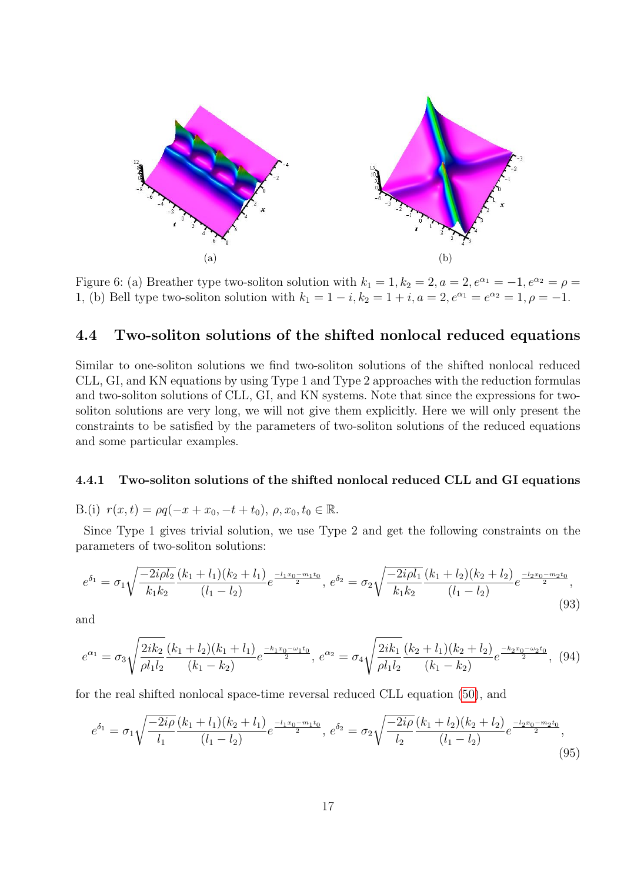Figure 6: (a) Breather type two-soliton solution with $k_1 = 1, k_2 = 2, a = 2, e^{\alpha_1} = -1, e^{\alpha_2} = \rho = 1$, (b) Bell type two-soliton solution with $k_1 = 1 - i, k_2 = 1 + i, a = 2, e^{\alpha_1} = e^{\alpha_2} = 1, \rho = -1$.

## 4.4 Two-soliton solutions of the shifted nonlocal reduced equations

Similar to one-soliton solutions we find two-soliton solutions of the shifted nonlocal reduced CLL, GI, and KN equations by using Type 1 and Type 2 approaches with the reduction formulas and two-soliton solutions of CLL, GI, and KN systems. Note that since the expressions for two-soliton solutions are very long, we will not give them explicitly. Here we will only present the constraints to be satisfied by the parameters of two-soliton solutions of the reduced equations and some particular examples.

### 4.4.1 Two-soliton solutions of the shifted nonlocal reduced CLL and GI equations

B.(i) $r(x,t) = \rho q(-x + x_0, -t + t_0)$, $\rho, x_0, t_0 \in \mathbb{R}$.

Since Type 1 gives trivial solution, we use Type 2 and get the following constraints on the parameters of two-soliton solutions:

$$e^{\delta_1} = \sigma_1 \sqrt{\frac{-2i\rho l_2}{k_1 k_2} \frac{(k_1 + l_1)(k_2 + l_1)}{(l_1 - l_2)}} e^{\frac{-l_1 x_0 - m_1 t_0}{2}}, \; e^{\delta_2} = \sigma_2 \sqrt{\frac{-2i\rho l_1}{k_1 k_2} \frac{(k_1 + l_2)(k_2 + l_2)}{(l_1 - l_2)}} e^{\frac{-l_2 x_0 - m_2 t_0}{2}}, \tag{93}$$

and

$$e^{\alpha_1} = \sigma_3 \sqrt{\frac{2ik_2}{\rho l_1 l_2} \frac{(k_1 + l_2)(k_1 + l_1)}{(k_1 - k_2)}} e^{\frac{-k_1 x_0 - \omega_1 t_0}{2}}, \; e^{\alpha_2} = \sigma_4 \sqrt{\frac{2ik_1}{\rho l_1 l_2} \frac{(k_2 + l_1)(k_2 + l_2)}{(k_1 - k_2)}} e^{\frac{-k_2 x_0 - \omega_2 t_0}{2}}, \tag{94}$$

for the real shifted nonlocal space-time reversal reduced CLL equation (50), and

$$e^{\delta_1} = \sigma_1 \sqrt{\frac{-2i\rho}{l_1} \frac{(k_1 + l_1)(k_2 + l_1)}{(l_1 - l_2)}} e^{\frac{-l_1 x_0 - m_1 t_0}{2}}, \; e^{\delta_2} = \sigma_2 \sqrt{\frac{-2i\rho}{l_2} \frac{(k_1 + l_2)(k_2 + l_2)}{(l_1 - l_2)}} e^{\frac{-l_2 x_0 - m_2 t_0}{2}}, \tag{95}$$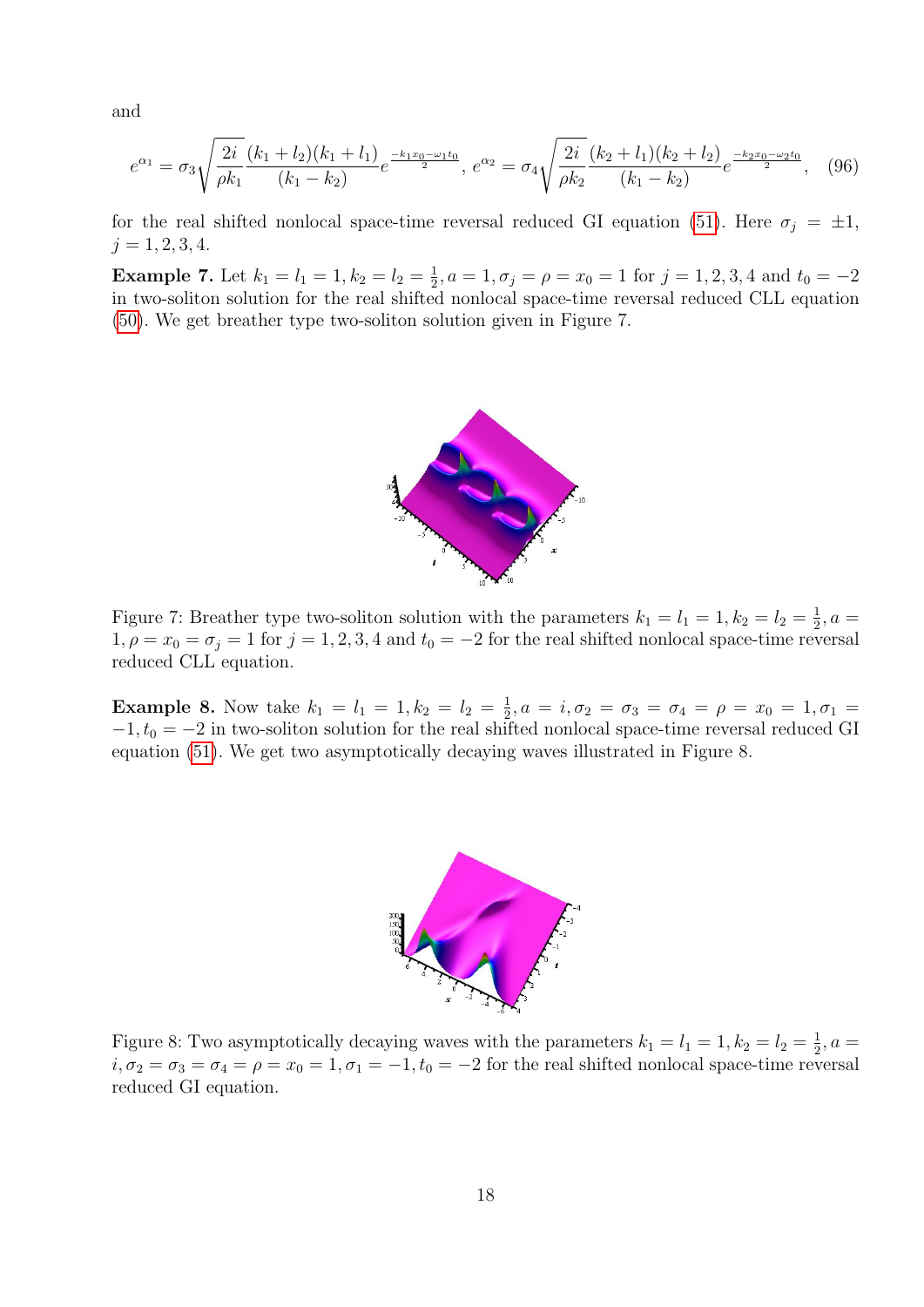and

$$e^{\alpha_1} = \sigma_3 \sqrt{\frac{2i}{\rho k_1}} \frac{(k_1 + l_2)(k_1 + l_1)}{(k_1 - k_2)} e^{\frac{-k_1 x_0 - \omega_1 t_0}{2}}, \; e^{\alpha_2} = \sigma_4 \sqrt{\frac{2i}{\rho k_2}} \frac{(k_2 + l_1)(k_2 + l_2)}{(k_1 - k_2)} e^{\frac{-k_2 x_0 - \omega_2 t_0}{2}}, \quad (96)$$

for the real shifted nonlocal space-time reversal reduced GI equation (51). Here $\sigma_j = \pm 1$, $j = 1, 2, 3, 4$.

**Example 7.** Let $k_1 = l_1 = 1, k_2 = l_2 = \frac{1}{2}, a = 1, \sigma_j = \rho = x_0 = 1$ for $j = 1, 2, 3, 4$ and $t_0 = -2$ in two-soliton solution for the real shifted nonlocal space-time reversal reduced CLL equation (50). We get breather type two-soliton solution given in Figure 7.

Figure 7: Breather type two-soliton solution with the parameters $k_1 = l_1 = 1, k_2 = l_2 = \frac{1}{2}, a = 1, \rho = x_0 = \sigma_j = 1$ for $j = 1, 2, 3, 4$ and $t_0 = -2$ for the real shifted nonlocal space-time reversal reduced CLL equation.

**Example 8.** Now take $k_1 = l_1 = 1, k_2 = l_2 = \frac{1}{2}, a = i, \sigma_2 = \sigma_3 = \sigma_4 = \rho = x_0 = 1, \sigma_1 = -1, t_0 = -2$ in two-soliton solution for the real shifted nonlocal space-time reversal reduced GI equation (51). We get two asymptotically decaying waves illustrated in Figure 8.

Figure 8: Two asymptotically decaying waves with the parameters $k_1 = l_1 = 1, k_2 = l_2 = \frac{1}{2}, a = i, \sigma_2 = \sigma_3 = \sigma_4 = \rho = x_0 = 1, \sigma_1 = -1, t_0 = -2$ for the real shifted nonlocal space-time reversal reduced GI equation.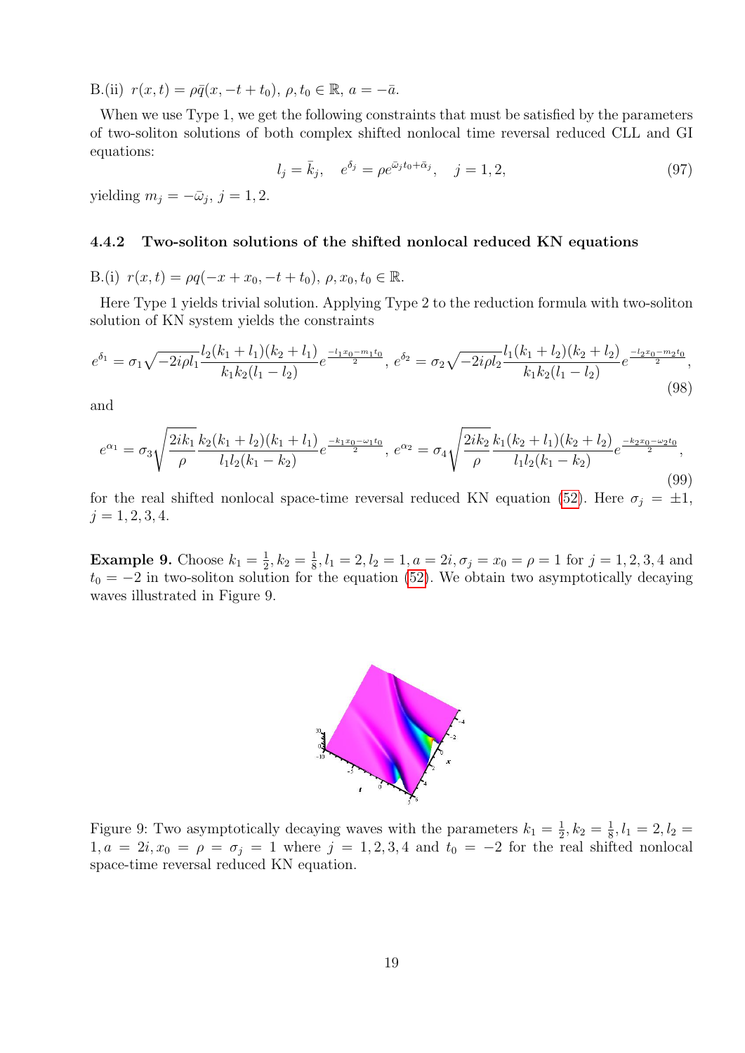B.(ii) $r(x,t) = \rho\bar{q}(x, -t+t_0)$, $\rho, t_0 \in \mathbb{R}$, $a = -\bar{a}$.

When we use Type 1, we get the following constraints that must be satisfied by the parameters of two-soliton solutions of both complex shifted nonlocal time reversal reduced CLL and GI equations:

$$l_j = \bar{k}_j, \quad e^{\delta_j} = \rho e^{\bar{\omega}_j t_0 + \bar{\alpha}_j}, \quad j = 1, 2, \tag{97}$$

yielding $m_j = -\bar{\omega}_j$, $j = 1, 2$.

### 4.4.2 Two-soliton solutions of the shifted nonlocal reduced KN equations

B.(i) $r(x,t) = \rho q(-x+x_0, -t+t_0)$, $\rho, x_0, t_0 \in \mathbb{R}$.

Here Type 1 yields trivial solution. Applying Type 2 to the reduction formula with two-soliton solution of KN system yields the constraints

$$e^{\delta_1} = \sigma_1 \sqrt{-2i\rho l_1} \frac{l_2(k_1+l_1)(k_2+l_1)}{k_1 k_2 (l_1 - l_2)} e^{\frac{-l_1 x_0 - m_1 t_0}{2}}, \; e^{\delta_2} = \sigma_2 \sqrt{-2i\rho l_2} \frac{l_1(k_1+l_2)(k_2+l_2)}{k_1 k_2 (l_1 - l_2)} e^{\frac{-l_2 x_0 - m_2 t_0}{2}}, \tag{98}$$

and

$$e^{\alpha_1} = \sigma_3 \sqrt{\frac{2ik_1}{\rho}} \frac{k_2(k_1+l_2)(k_1+l_1)}{l_1 l_2 (k_1 - k_2)} e^{\frac{-k_1 x_0 - \omega_1 t_0}{2}}, \; e^{\alpha_2} = \sigma_4 \sqrt{\frac{2ik_2}{\rho}} \frac{k_1(k_2+l_1)(k_2+l_2)}{l_1 l_2 (k_1 - k_2)} e^{\frac{-k_2 x_0 - \omega_2 t_0}{2}}, \tag{99}$$

for the real shifted nonlocal space-time reversal reduced KN equation (52). Here $\sigma_j = \pm 1$, $j = 1, 2, 3, 4$.

**Example 9.** Choose $k_1 = \frac{1}{2}, k_2 = \frac{1}{8}, l_1 = 2, l_2 = 1, a = 2i, \sigma_j = x_0 = \rho = 1$ for $j = 1, 2, 3, 4$ and $t_0 = -2$ in two-soliton solution for the equation (52). We obtain two asymptotically decaying waves illustrated in Figure 9.

Figure 9: Two asymptotically decaying waves with the parameters $k_1 = \frac{1}{2}, k_2 = \frac{1}{8}, l_1 = 2, l_2 = 1, a = 2i, x_0 = \rho = \sigma_j = 1$ where $j = 1, 2, 3, 4$ and $t_0 = -2$ for the real shifted nonlocal space-time reversal reduced KN equation.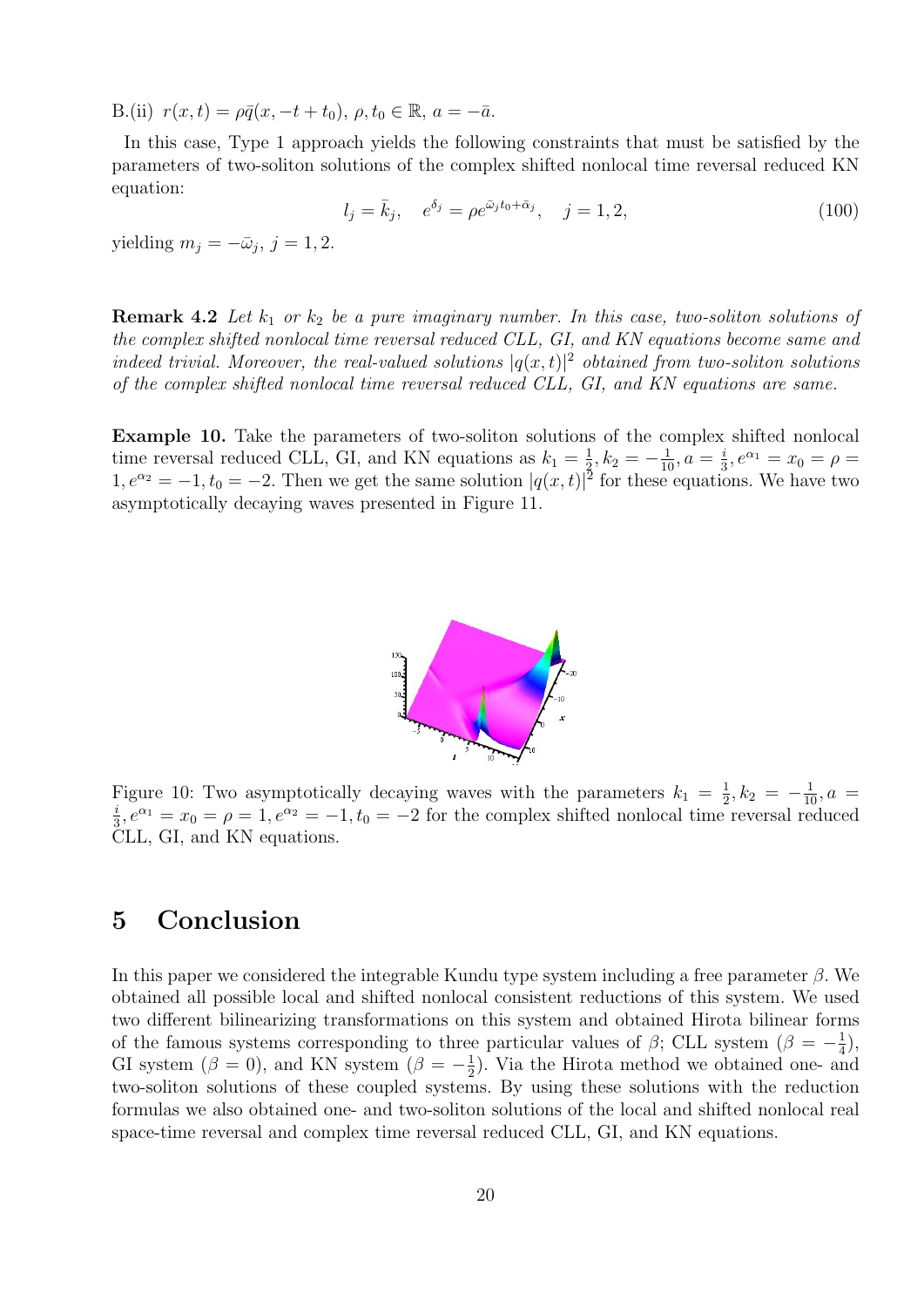B.(ii) $r(x,t) = \rho \bar{q}(x, -t+t_0)$, $\rho, t_0 \in \mathbb{R}$, $a = -\bar{a}$.

In this case, Type 1 approach yields the following constraints that must be satisfied by the parameters of two-soliton solutions of the complex shifted nonlocal time reversal reduced KN equation:

$$l_j = \bar{k}_j, \quad e^{\delta_j} = \rho e^{\bar{\omega}_j t_0 + \bar{\alpha}_j}, \quad j = 1, 2, \tag{100}$$

yielding $m_j = -\bar{\omega}_j$, $j = 1, 2$.

**Remark 4.2** *Let $k_1$ or $k_2$ be a pure imaginary number. In this case, two-soliton solutions of the complex shifted nonlocal time reversal reduced CLL, GI, and KN equations become same and indeed trivial. Moreover, the real-valued solutions $|q(x,t)|^2$ obtained from two-soliton solutions of the complex shifted nonlocal time reversal reduced CLL, GI, and KN equations are same.*

**Example 10.** Take the parameters of two-soliton solutions of the complex shifted nonlocal time reversal reduced CLL, GI, and KN equations as $k_1 = \frac{1}{2}, k_2 = -\frac{1}{10}, a = \frac{i}{3}, e^{\alpha_1} = x_0 = \rho = 1, e^{\alpha_2} = -1, t_0 = -2$. Then we get the same solution $|q(x,t)|^2$ for these equations. We have two asymptotically decaying waves presented in Figure 11.

150
100
50
0
-5
0
5
10
t
-20
-10
0
10
x

Figure 10: Two asymptotically decaying waves with the parameters $k_1 = \frac{1}{2}, k_2 = -\frac{1}{10}, a = \frac{i}{3}, e^{\alpha_1} = x_0 = \rho = 1, e^{\alpha_2} = -1, t_0 = -2$ for the complex shifted nonlocal time reversal reduced CLL, GI, and KN equations.

## 5 Conclusion

In this paper we considered the integrable Kundu type system including a free parameter $\beta$. We obtained all possible local and shifted nonlocal consistent reductions of this system. We used two different bilinearizing transformations on this system and obtained Hirota bilinear forms of the famous systems corresponding to three particular values of $\beta$; CLL system ($\beta = -\frac{1}{4}$), GI system ($\beta = 0$), and KN system ($\beta = -\frac{1}{2}$). Via the Hirota method we obtained one- and two-soliton solutions of these coupled systems. By using these solutions with the reduction formulas we also obtained one- and two-soliton solutions of the local and shifted nonlocal real space-time reversal and complex time reversal reduced CLL, GI, and KN equations.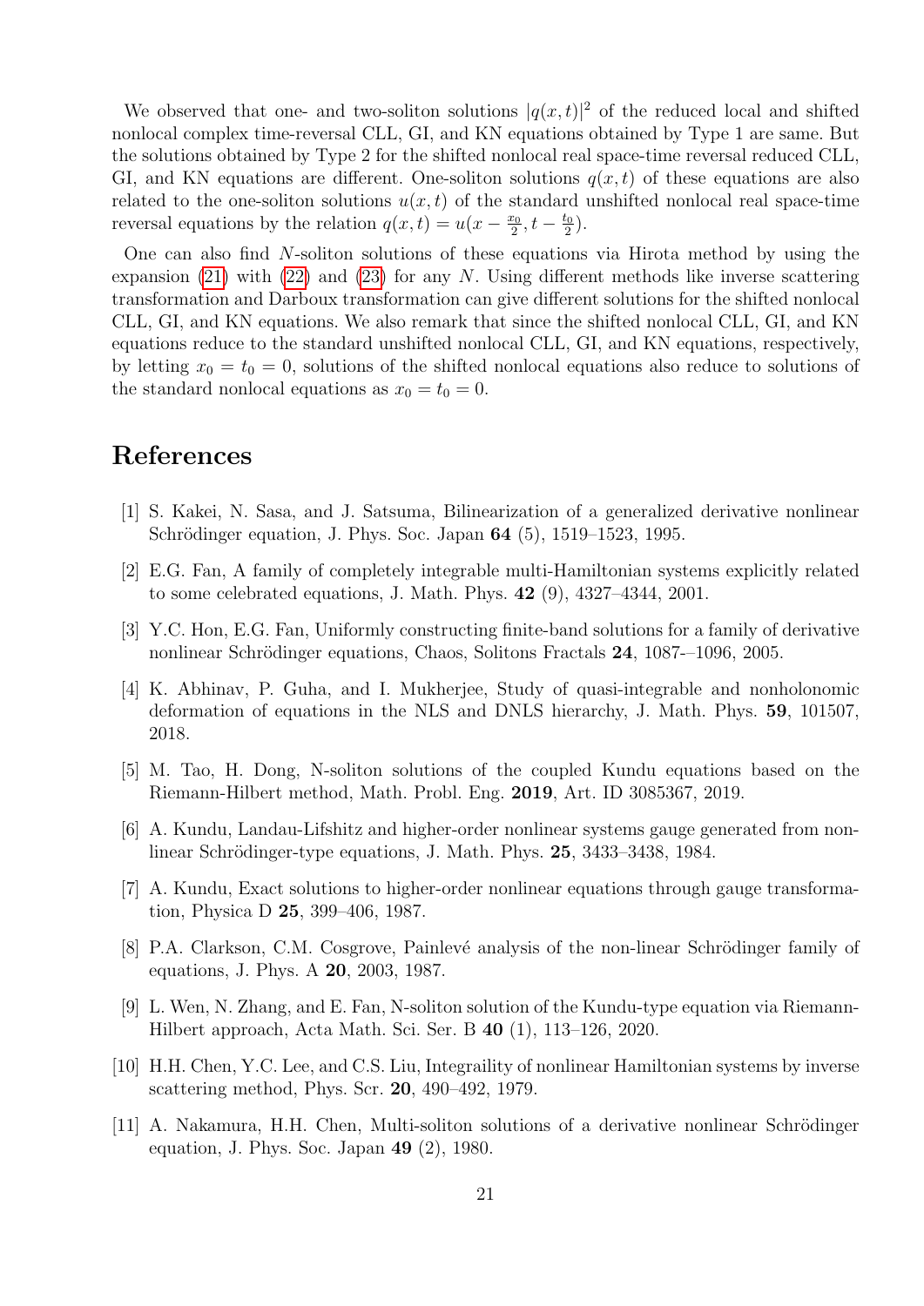We observed that one- and two-soliton solutions $|q(x,t)|^2$ of the reduced local and shifted nonlocal complex time-reversal CLL, GI, and KN equations obtained by Type 1 are same. But the solutions obtained by Type 2 for the shifted nonlocal real space-time reversal reduced CLL, GI, and KN equations are different. One-soliton solutions $q(x,t)$ of these equations are also related to the one-soliton solutions $u(x,t)$ of the standard unshifted nonlocal real space-time reversal equations by the relation $q(x,t) = u(x - \frac{x_0}{2}, t - \frac{t_0}{2})$.

One can also find $N$-soliton solutions of these equations via Hirota method by using the expansion (21) with (22) and (23) for any $N$. Using different methods like inverse scattering transformation and Darboux transformation can give different solutions for the shifted nonlocal CLL, GI, and KN equations. We also remark that since the shifted nonlocal CLL, GI, and KN equations reduce to the standard unshifted nonlocal CLL, GI, and KN equations, respectively, by letting $x_0 = t_0 = 0$, solutions of the shifted nonlocal equations also reduce to solutions of the standard nonlocal equations as $x_0 = t_0 = 0$.

# References

[1] S. Kakei, N. Sasa, and J. Satsuma, Bilinearization of a generalized derivative nonlinear Schrödinger equation, J. Phys. Soc. Japan **64** (5), 1519–1523, 1995.

[2] E.G. Fan, A family of completely integrable multi-Hamiltonian systems explicitly related to some celebrated equations, J. Math. Phys. **42** (9), 4327–4344, 2001.

[3] Y.C. Hon, E.G. Fan, Uniformly constructing finite-band solutions for a family of derivative nonlinear Schrödinger equations, Chaos, Solitons Fractals **24**, 1087-–1096, 2005.

[4] K. Abhinav, P. Guha, and I. Mukherjee, Study of quasi-integrable and nonholonomic deformation of equations in the NLS and DNLS hierarchy, J. Math. Phys. **59**, 101507, 2018.

[5] M. Tao, H. Dong, N-soliton solutions of the coupled Kundu equations based on the Riemann-Hilbert method, Math. Probl. Eng. **2019**, Art. ID 3085367, 2019.

[6] A. Kundu, Landau-Lifshitz and higher-order nonlinear systems gauge generated from nonlinear Schrödinger-type equations, J. Math. Phys. **25**, 3433–3438, 1984.

[7] A. Kundu, Exact solutions to higher-order nonlinear equations through gauge transformation, Physica D **25**, 399–406, 1987.

[8] P.A. Clarkson, C.M. Cosgrove, Painlevé analysis of the non-linear Schrödinger family of equations, J. Phys. A **20**, 2003, 1987.

[9] L. Wen, N. Zhang, and E. Fan, N-soliton solution of the Kundu-type equation via Riemann-Hilbert approach, Acta Math. Sci. Ser. B **40** (1), 113–126, 2020.

[10] H.H. Chen, Y.C. Lee, and C.S. Liu, Integraility of nonlinear Hamiltonian systems by inverse scattering method, Phys. Scr. **20**, 490–492, 1979.

[11] A. Nakamura, H.H. Chen, Multi-soliton solutions of a derivative nonlinear Schrödinger equation, J. Phys. Soc. Japan **49** (2), 1980.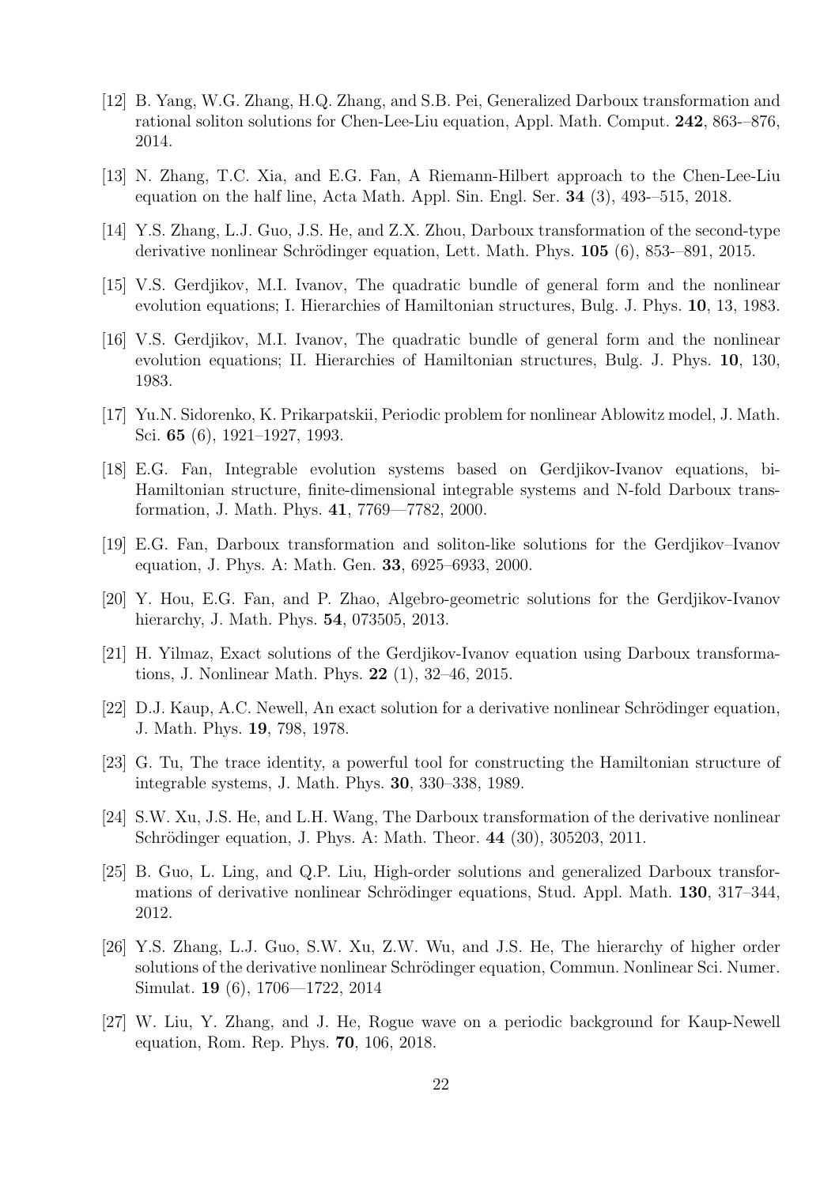[12] B. Yang, W.G. Zhang, H.Q. Zhang, and S.B. Pei, Generalized Darboux transformation and rational soliton solutions for Chen-Lee-Liu equation, Appl. Math. Comput. **242**, 863-–876, 2014.

[13] N. Zhang, T.C. Xia, and E.G. Fan, A Riemann-Hilbert approach to the Chen-Lee-Liu equation on the half line, Acta Math. Appl. Sin. Engl. Ser. **34** (3), 493-–515, 2018.

[14] Y.S. Zhang, L.J. Guo, J.S. He, and Z.X. Zhou, Darboux transformation of the second-type derivative nonlinear Schrödinger equation, Lett. Math. Phys. **105** (6), 853-–891, 2015.

[15] V.S. Gerdjikov, M.I. Ivanov, The quadratic bundle of general form and the nonlinear evolution equations; I. Hierarchies of Hamiltonian structures, Bulg. J. Phys. **10**, 13, 1983.

[16] V.S. Gerdjikov, M.I. Ivanov, The quadratic bundle of general form and the nonlinear evolution equations; II. Hierarchies of Hamiltonian structures, Bulg. J. Phys. **10**, 130, 1983.

[17] Yu.N. Sidorenko, K. Prikarpatskii, Periodic problem for nonlinear Ablowitz model, J. Math. Sci. **65** (6), 1921–1927, 1993.

[18] E.G. Fan, Integrable evolution systems based on Gerdjikov-Ivanov equations, bi-Hamiltonian structure, finite-dimensional integrable systems and N-fold Darboux transformation, J. Math. Phys. **41**, 7769—7782, 2000.

[19] E.G. Fan, Darboux transformation and soliton-like solutions for the Gerdjikov–Ivanov equation, J. Phys. A: Math. Gen. **33**, 6925–6933, 2000.

[20] Y. Hou, E.G. Fan, and P. Zhao, Algebro-geometric solutions for the Gerdjikov-Ivanov hierarchy, J. Math. Phys. **54**, 073505, 2013.

[21] H. Yilmaz, Exact solutions of the Gerdjikov-Ivanov equation using Darboux transformations, J. Nonlinear Math. Phys. **22** (1), 32–46, 2015.

[22] D.J. Kaup, A.C. Newell, An exact solution for a derivative nonlinear Schrödinger equation, J. Math. Phys. **19**, 798, 1978.

[23] G. Tu, The trace identity, a powerful tool for constructing the Hamiltonian structure of integrable systems, J. Math. Phys. **30**, 330–338, 1989.

[24] S.W. Xu, J.S. He, and L.H. Wang, The Darboux transformation of the derivative nonlinear Schrödinger equation, J. Phys. A: Math. Theor. **44** (30), 305203, 2011.

[25] B. Guo, L. Ling, and Q.P. Liu, High-order solutions and generalized Darboux transformations of derivative nonlinear Schrödinger equations, Stud. Appl. Math. **130**, 317–344, 2012.

[26] Y.S. Zhang, L.J. Guo, S.W. Xu, Z.W. Wu, and J.S. He, The hierarchy of higher order solutions of the derivative nonlinear Schrödinger equation, Commun. Nonlinear Sci. Numer. Simulat. **19** (6), 1706—1722, 2014

[27] W. Liu, Y. Zhang, and J. He, Rogue wave on a periodic background for Kaup-Newell equation, Rom. Rep. Phys. **70**, 106, 2018.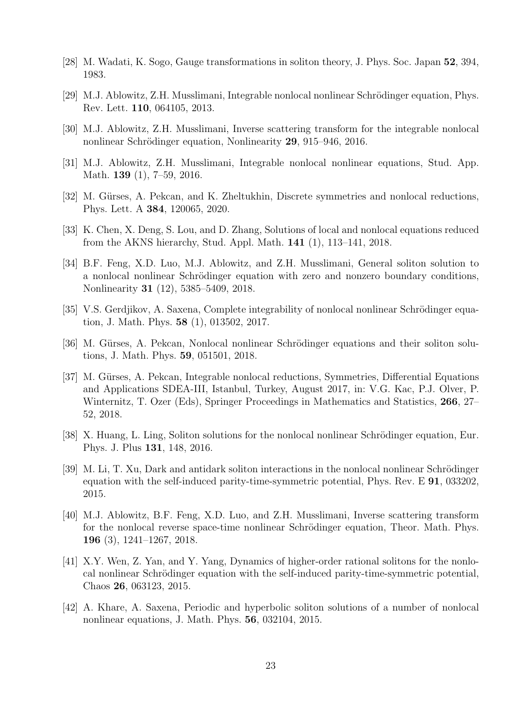[28] M. Wadati, K. Sogo, Gauge transformations in soliton theory, J. Phys. Soc. Japan **52**, 394, 1983.

[29] M.J. Ablowitz, Z.H. Musslimani, Integrable nonlocal nonlinear Schrödinger equation, Phys. Rev. Lett. **110**, 064105, 2013.

[30] M.J. Ablowitz, Z.H. Musslimani, Inverse scattering transform for the integrable nonlocal nonlinear Schrödinger equation, Nonlinearity **29**, 915–946, 2016.

[31] M.J. Ablowitz, Z.H. Musslimani, Integrable nonlocal nonlinear equations, Stud. App. Math. **139** (1), 7–59, 2016.

[32] M. Gürses, A. Pekcan, and K. Zheltukhin, Discrete symmetries and nonlocal reductions, Phys. Lett. A **384**, 120065, 2020.

[33] K. Chen, X. Deng, S. Lou, and D. Zhang, Solutions of local and nonlocal equations reduced from the AKNS hierarchy, Stud. Appl. Math. **141** (1), 113–141, 2018.

[34] B.F. Feng, X.D. Luo, M.J. Ablowitz, and Z.H. Musslimani, General soliton solution to a nonlocal nonlinear Schrödinger equation with zero and nonzero boundary conditions, Nonlinearity **31** (12), 5385–5409, 2018.

[35] V.S. Gerdjikov, A. Saxena, Complete integrability of nonlocal nonlinear Schrödinger equation, J. Math. Phys. **58** (1), 013502, 2017.

[36] M. Gürses, A. Pekcan, Nonlocal nonlinear Schrödinger equations and their soliton solutions, J. Math. Phys. **59**, 051501, 2018.

[37] M. Gürses, A. Pekcan, Integrable nonlocal reductions, Symmetries, Differential Equations and Applications SDEA-III, Istanbul, Turkey, August 2017, in: V.G. Kac, P.J. Olver, P. Winternitz, T. Ozer (Eds), Springer Proceedings in Mathematics and Statistics, **266**, 27–52, 2018.

[38] X. Huang, L. Ling, Soliton solutions for the nonlocal nonlinear Schrödinger equation, Eur. Phys. J. Plus **131**, 148, 2016.

[39] M. Li, T. Xu, Dark and antidark soliton interactions in the nonlocal nonlinear Schrödinger equation with the self-induced parity-time-symmetric potential, Phys. Rev. E **91**, 033202, 2015.

[40] M.J. Ablowitz, B.F. Feng, X.D. Luo, and Z.H. Musslimani, Inverse scattering transform for the nonlocal reverse space-time nonlinear Schrödinger equation, Theor. Math. Phys. **196** (3), 1241–1267, 2018.

[41] X.Y. Wen, Z. Yan, and Y. Yang, Dynamics of higher-order rational solitons for the nonlocal nonlinear Schrödinger equation with the self-induced parity-time-symmetric potential, Chaos **26**, 063123, 2015.

[42] A. Khare, A. Saxena, Periodic and hyperbolic soliton solutions of a number of nonlocal nonlinear equations, J. Math. Phys. **56**, 032104, 2015.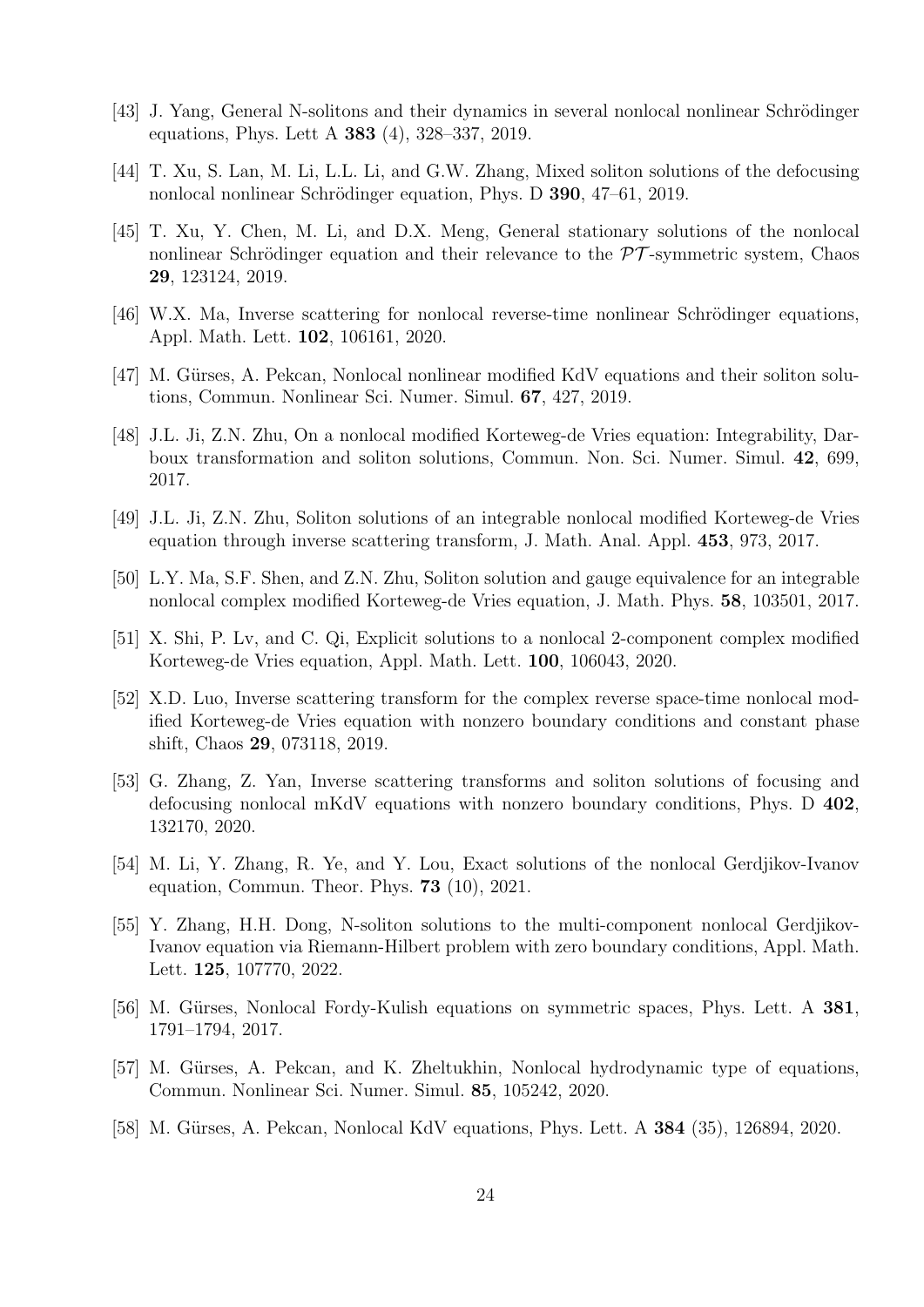[43] J. Yang, General N-solitons and their dynamics in several nonlocal nonlinear Schrödinger equations, Phys. Lett A **383** (4), 328–337, 2019.

[44] T. Xu, S. Lan, M. Li, L.L. Li, and G.W. Zhang, Mixed soliton solutions of the defocusing nonlocal nonlinear Schrödinger equation, Phys. D **390**, 47–61, 2019.

[45] T. Xu, Y. Chen, M. Li, and D.X. Meng, General stationary solutions of the nonlocal nonlinear Schrödinger equation and their relevance to the $\mathcal{PT}$-symmetric system, Chaos **29**, 123124, 2019.

[46] W.X. Ma, Inverse scattering for nonlocal reverse-time nonlinear Schrödinger equations, Appl. Math. Lett. **102**, 106161, 2020.

[47] M. Gürses, A. Pekcan, Nonlocal nonlinear modified KdV equations and their soliton solutions, Commun. Nonlinear Sci. Numer. Simul. **67**, 427, 2019.

[48] J.L. Ji, Z.N. Zhu, On a nonlocal modified Korteweg-de Vries equation: Integrability, Darboux transformation and soliton solutions, Commun. Non. Sci. Numer. Simul. **42**, 699, 2017.

[49] J.L. Ji, Z.N. Zhu, Soliton solutions of an integrable nonlocal modified Korteweg-de Vries equation through inverse scattering transform, J. Math. Anal. Appl. **453**, 973, 2017.

[50] L.Y. Ma, S.F. Shen, and Z.N. Zhu, Soliton solution and gauge equivalence for an integrable nonlocal complex modified Korteweg-de Vries equation, J. Math. Phys. **58**, 103501, 2017.

[51] X. Shi, P. Lv, and C. Qi, Explicit solutions to a nonlocal 2-component complex modified Korteweg-de Vries equation, Appl. Math. Lett. **100**, 106043, 2020.

[52] X.D. Luo, Inverse scattering transform for the complex reverse space-time nonlocal modified Korteweg-de Vries equation with nonzero boundary conditions and constant phase shift, Chaos **29**, 073118, 2019.

[53] G. Zhang, Z. Yan, Inverse scattering transforms and soliton solutions of focusing and defocusing nonlocal mKdV equations with nonzero boundary conditions, Phys. D **402**, 132170, 2020.

[54] M. Li, Y. Zhang, R. Ye, and Y. Lou, Exact solutions of the nonlocal Gerdjikov-Ivanov equation, Commun. Theor. Phys. **73** (10), 2021.

[55] Y. Zhang, H.H. Dong, N-soliton solutions to the multi-component nonlocal Gerdjikov-Ivanov equation via Riemann-Hilbert problem with zero boundary conditions, Appl. Math. Lett. **125**, 107770, 2022.

[56] M. Gürses, Nonlocal Fordy-Kulish equations on symmetric spaces, Phys. Lett. A **381**, 1791–1794, 2017.

[57] M. Gürses, A. Pekcan, and K. Zheltukhin, Nonlocal hydrodynamic type of equations, Commun. Nonlinear Sci. Numer. Simul. **85**, 105242, 2020.

[58] M. Gürses, A. Pekcan, Nonlocal KdV equations, Phys. Lett. A **384** (35), 126894, 2020.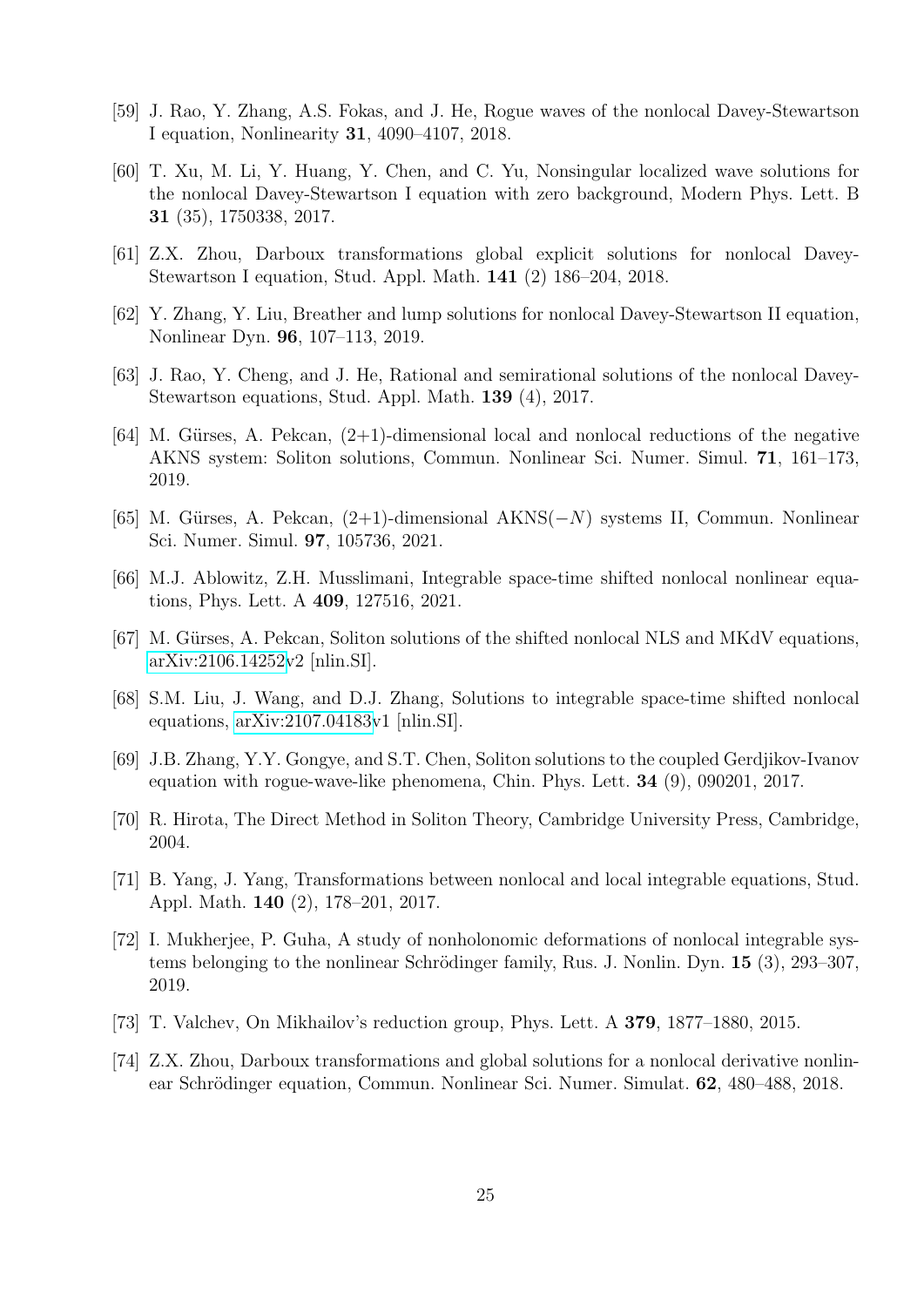[59] J. Rao, Y. Zhang, A.S. Fokas, and J. He, Rogue waves of the nonlocal Davey-Stewartson I equation, Nonlinearity **31**, 4090–4107, 2018.

[60] T. Xu, M. Li, Y. Huang, Y. Chen, and C. Yu, Nonsingular localized wave solutions for the nonlocal Davey-Stewartson I equation with zero background, Modern Phys. Lett. B **31** (35), 1750338, 2017.

[61] Z.X. Zhou, Darboux transformations global explicit solutions for nonlocal Davey-Stewartson I equation, Stud. Appl. Math. **141** (2) 186–204, 2018.

[62] Y. Zhang, Y. Liu, Breather and lump solutions for nonlocal Davey-Stewartson II equation, Nonlinear Dyn. **96**, 107–113, 2019.

[63] J. Rao, Y. Cheng, and J. He, Rational and semirational solutions of the nonlocal Davey-Stewartson equations, Stud. Appl. Math. **139** (4), 2017.

[64] M. Gürses, A. Pekcan, (2+1)-dimensional local and nonlocal reductions of the negative AKNS system: Soliton solutions, Commun. Nonlinear Sci. Numer. Simul. **71**, 161–173, 2019.

[65] M. Gürses, A. Pekcan, (2+1)-dimensional AKNS($-N$) systems II, Commun. Nonlinear Sci. Numer. Simul. **97**, 105736, 2021.

[66] M.J. Ablowitz, Z.H. Musslimani, Integrable space-time shifted nonlocal nonlinear equations, Phys. Lett. A **409**, 127516, 2021.

[67] M. Gürses, A. Pekcan, Soliton solutions of the shifted nonlocal NLS and MKdV equations, arXiv:2106.14252v2 [nlin.SI].

[68] S.M. Liu, J. Wang, and D.J. Zhang, Solutions to integrable space-time shifted nonlocal equations, arXiv:2107.04183v1 [nlin.SI].

[69] J.B. Zhang, Y.Y. Gongye, and S.T. Chen, Soliton solutions to the coupled Gerdjikov-Ivanov equation with rogue-wave-like phenomena, Chin. Phys. Lett. **34** (9), 090201, 2017.

[70] R. Hirota, The Direct Method in Soliton Theory, Cambridge University Press, Cambridge, 2004.

[71] B. Yang, J. Yang, Transformations between nonlocal and local integrable equations, Stud. Appl. Math. **140** (2), 178–201, 2017.

[72] I. Mukherjee, P. Guha, A study of nonholonomic deformations of nonlocal integrable systems belonging to the nonlinear Schrödinger family, Rus. J. Nonlin. Dyn. **15** (3), 293–307, 2019.

[73] T. Valchev, On Mikhailov's reduction group, Phys. Lett. A **379**, 1877–1880, 2015.

[74] Z.X. Zhou, Darboux transformations and global solutions for a nonlocal derivative nonlinear Schrödinger equation, Commun. Nonlinear Sci. Numer. Simulat. **62**, 480–488, 2018.